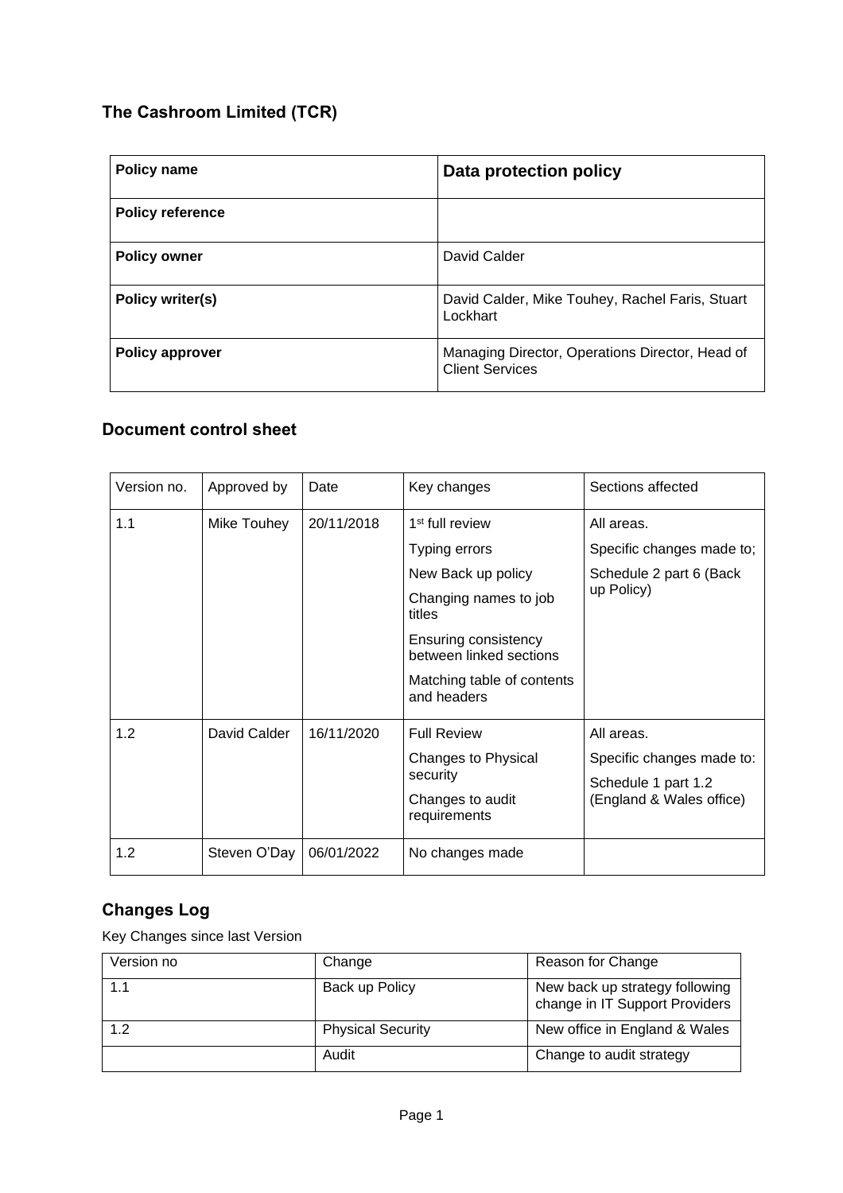## The Cashroom Limited (TCR)

| Policy name | Data protection policy |
|---|---|
| Policy reference | |
| Policy owner | David Calder |
| Policy writer(s) | David Calder, Mike Touhey, Rachel Faris, Stuart Lockhart |
| Policy approver | Managing Director, Operations Director, Head of Client Services |

## Document control sheet

| Version no. | Approved by | Date | Key changes | Sections affected |
|---|---|---|---|---|
| 1.1 | Mike Touhey | 20/11/2018 | 1st full review<br>Typing errors<br>New Back up policy<br>Changing names to job titles<br>Ensuring consistency between linked sections<br>Matching table of contents and headers | All areas.<br>Specific changes made to;<br>Schedule 2 part 6 (Back up Policy) |
| 1.2 | David Calder | 16/11/2020 | Full Review<br>Changes to Physical security<br>Changes to audit requirements | All areas.<br>Specific changes made to:<br>Schedule 1 part 1.2 (England & Wales office) |
| 1.2 | Steven O'Day | 06/01/2022 | No changes made | |

## Changes Log

Key Changes since last Version

| Version no | Change | Reason for Change |
|---|---|---|
| 1.1 | Back up Policy | New back up strategy following change in IT Support Providers |
| 1.2 | Physical Security | New office in England & Wales |
| | Audit | Change to audit strategy |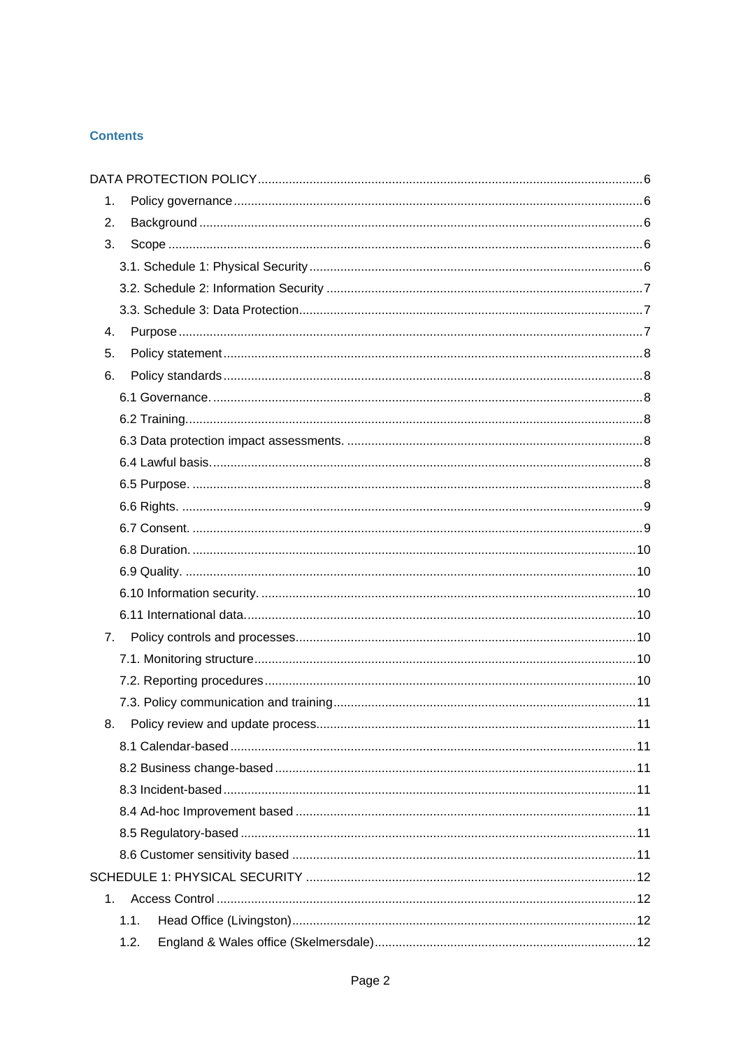## Contents

DATA PROTECTION POLICY ..... 6

1. Policy governance ..... 6
2. Background ..... 6
3. Scope ..... 6
   - 3.1. Schedule 1: Physical Security ..... 6
   - 3.2. Schedule 2: Information Security ..... 7
   - 3.3. Schedule 3: Data Protection ..... 7
4. Purpose ..... 7
5. Policy statement ..... 8
6. Policy standards ..... 8
   - 6.1 Governance. ..... 8
   - 6.2 Training. ..... 8
   - 6.3 Data protection impact assessments. ..... 8
   - 6.4 Lawful basis. ..... 8
   - 6.5 Purpose. ..... 8
   - 6.6 Rights. ..... 9
   - 6.7 Consent. ..... 9
   - 6.8 Duration. ..... 10
   - 6.9 Quality. ..... 10
   - 6.10 Information security. ..... 10
   - 6.11 International data. ..... 10
7. Policy controls and processes ..... 10
   - 7.1. Monitoring structure ..... 10
   - 7.2. Reporting procedures ..... 10
   - 7.3. Policy communication and training ..... 11
8. Policy review and update process ..... 11
   - 8.1 Calendar-based ..... 11
   - 8.2 Business change-based ..... 11
   - 8.3 Incident-based ..... 11
   - 8.4 Ad-hoc Improvement based ..... 11
   - 8.5 Regulatory-based ..... 11
   - 8.6 Customer sensitivity based ..... 11

SCHEDULE 1: PHYSICAL SECURITY ..... 12

1. Access Control ..... 12
   - 1.1. Head Office (Livingston) ..... 12
   - 1.2. England & Wales office (Skelmersdale) ..... 12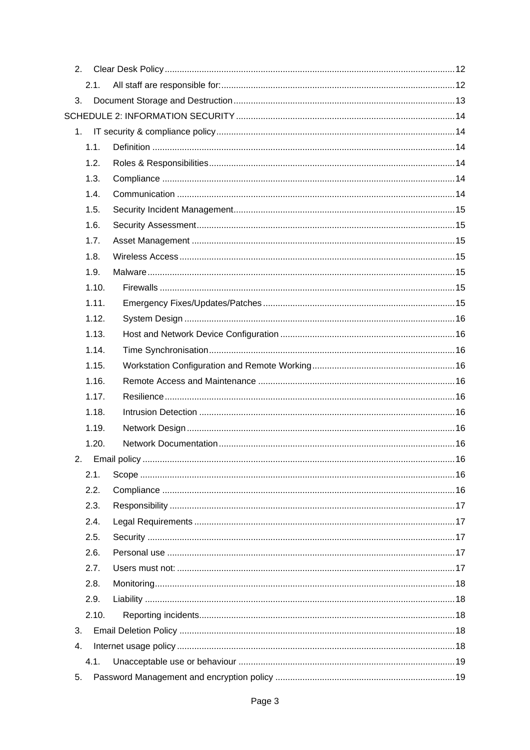2. Clear Desk Policy ..... 12
   - 2.1. All staff are responsible for: ..... 12
3. Document Storage and Destruction ..... 13

SCHEDULE 2: INFORMATION SECURITY ..... 14

1. IT security & compliance policy ..... 14
   - 1.1. Definition ..... 14
   - 1.2. Roles & Responsibilities ..... 14
   - 1.3. Compliance ..... 14
   - 1.4. Communication ..... 14
   - 1.5. Security Incident Management ..... 15
   - 1.6. Security Assessment ..... 15
   - 1.7. Asset Management ..... 15
   - 1.8. Wireless Access ..... 15
   - 1.9. Malware ..... 15
   - 1.10. Firewalls ..... 15
   - 1.11. Emergency Fixes/Updates/Patches ..... 15
   - 1.12. System Design ..... 16
   - 1.13. Host and Network Device Configuration ..... 16
   - 1.14. Time Synchronisation ..... 16
   - 1.15. Workstation Configuration and Remote Working ..... 16
   - 1.16. Remote Access and Maintenance ..... 16
   - 1.17. Resilience ..... 16
   - 1.18. Intrusion Detection ..... 16
   - 1.19. Network Design ..... 16
   - 1.20. Network Documentation ..... 16
2. Email policy ..... 16
   - 2.1. Scope ..... 16
   - 2.2. Compliance ..... 16
   - 2.3. Responsibility ..... 17
   - 2.4. Legal Requirements ..... 17
   - 2.5. Security ..... 17
   - 2.6. Personal use ..... 17
   - 2.7. Users must not: ..... 17
   - 2.8. Monitoring ..... 18
   - 2.9. Liability ..... 18
   - 2.10. Reporting incidents ..... 18
3. Email Deletion Policy ..... 18
4. Internet usage policy ..... 18
   - 4.1. Unacceptable use or behaviour ..... 19
5. Password Management and encryption policy ..... 19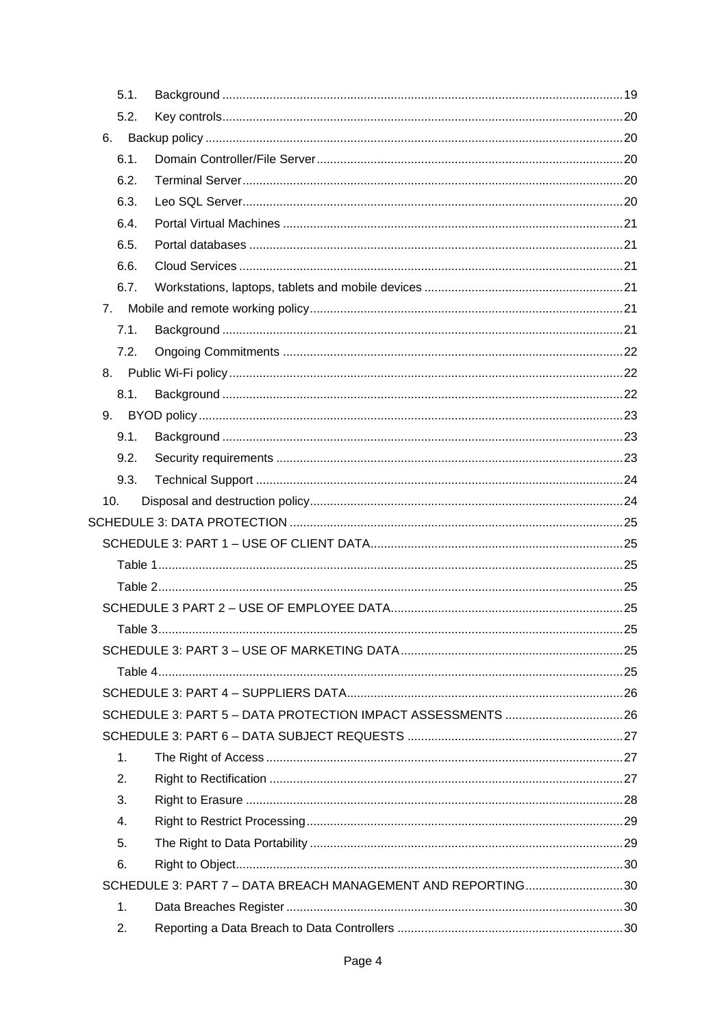- 5.1. Background ..... 19
- 5.2. Key controls ..... 20
- 6. Backup policy ..... 20
  - 6.1. Domain Controller/File Server ..... 20
  - 6.2. Terminal Server ..... 20
  - 6.3. Leo SQL Server ..... 20
  - 6.4. Portal Virtual Machines ..... 21
  - 6.5. Portal databases ..... 21
  - 6.6. Cloud Services ..... 21
  - 6.7. Workstations, laptops, tablets and mobile devices ..... 21
- 7. Mobile and remote working policy ..... 21
  - 7.1. Background ..... 21
  - 7.2. Ongoing Commitments ..... 22
- 8. Public Wi-Fi policy ..... 22
  - 8.1. Background ..... 22
- 9. BYOD policy ..... 23
  - 9.1. Background ..... 23
  - 9.2. Security requirements ..... 23
  - 9.3. Technical Support ..... 24
- 10. Disposal and destruction policy ..... 24

SCHEDULE 3: DATA PROTECTION ..... 25

- SCHEDULE 3: PART 1 – USE OF CLIENT DATA ..... 25
  - Table 1 ..... 25
  - Table 2 ..... 25
- SCHEDULE 3 PART 2 – USE OF EMPLOYEE DATA ..... 25
  - Table 3 ..... 25
- SCHEDULE 3: PART 3 – USE OF MARKETING DATA ..... 25
  - Table 4 ..... 25
- SCHEDULE 3: PART 4 – SUPPLIERS DATA ..... 26
- SCHEDULE 3: PART 5 – DATA PROTECTION IMPACT ASSESSMENTS ..... 26
- SCHEDULE 3: PART 6 – DATA SUBJECT REQUESTS ..... 27
  - 1. The Right of Access ..... 27
  - 2. Right to Rectification ..... 27
  - 3. Right to Erasure ..... 28
  - 4. Right to Restrict Processing ..... 29
  - 5. The Right to Data Portability ..... 29
  - 6. Right to Object ..... 30
- SCHEDULE 3: PART 7 – DATA BREACH MANAGEMENT AND REPORTING ..... 30
  - 1. Data Breaches Register ..... 30
  - 2. Reporting a Data Breach to Data Controllers ..... 30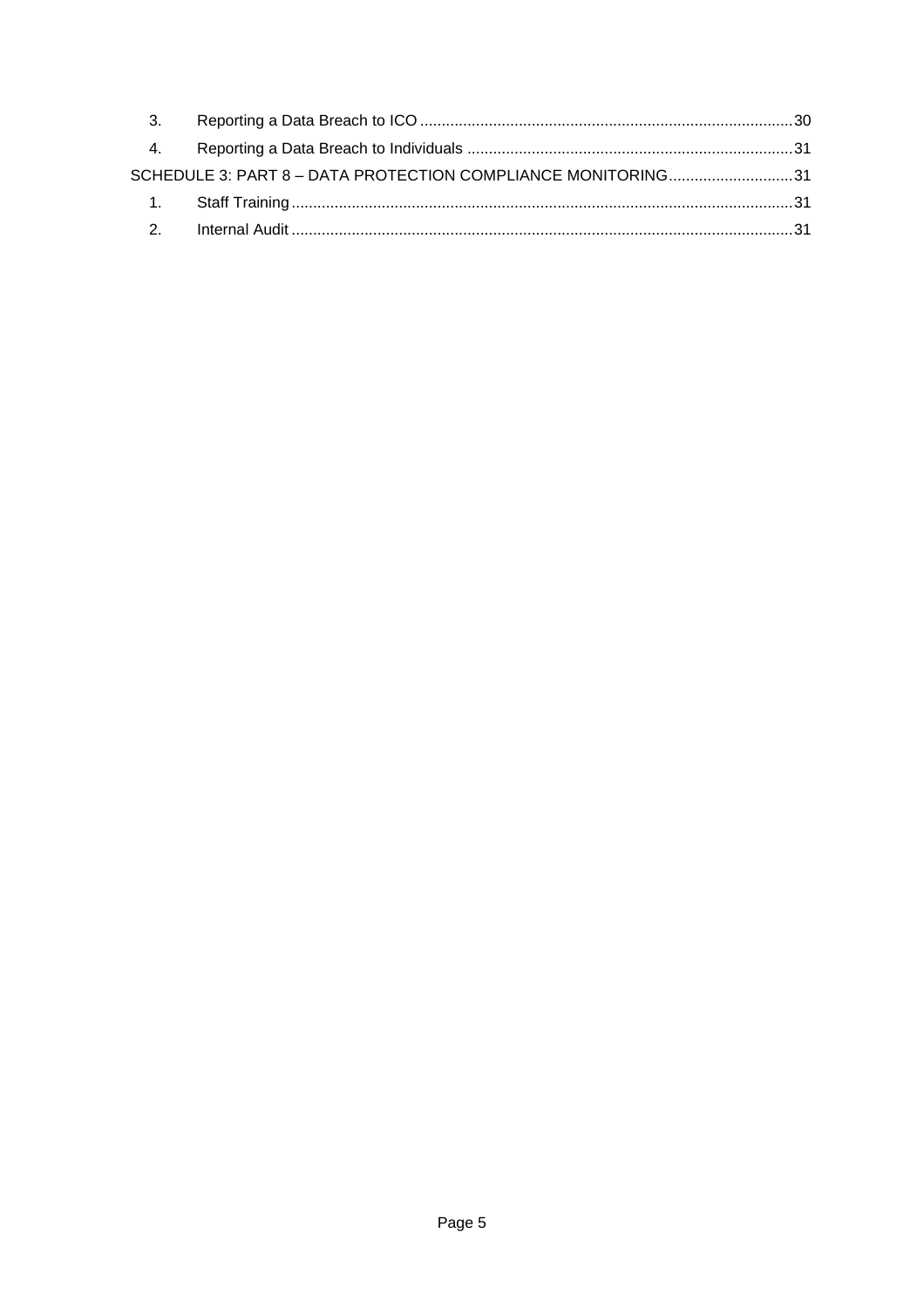3. Reporting a Data Breach to ICO ....................................................................................30
4. Reporting a Data Breach to Individuals ..........................................................................31

SCHEDULE 3: PART 8 – DATA PROTECTION COMPLIANCE MONITORING............................31

1. Staff Training....................................................................................................................31
2. Internal Audit ....................................................................................................................31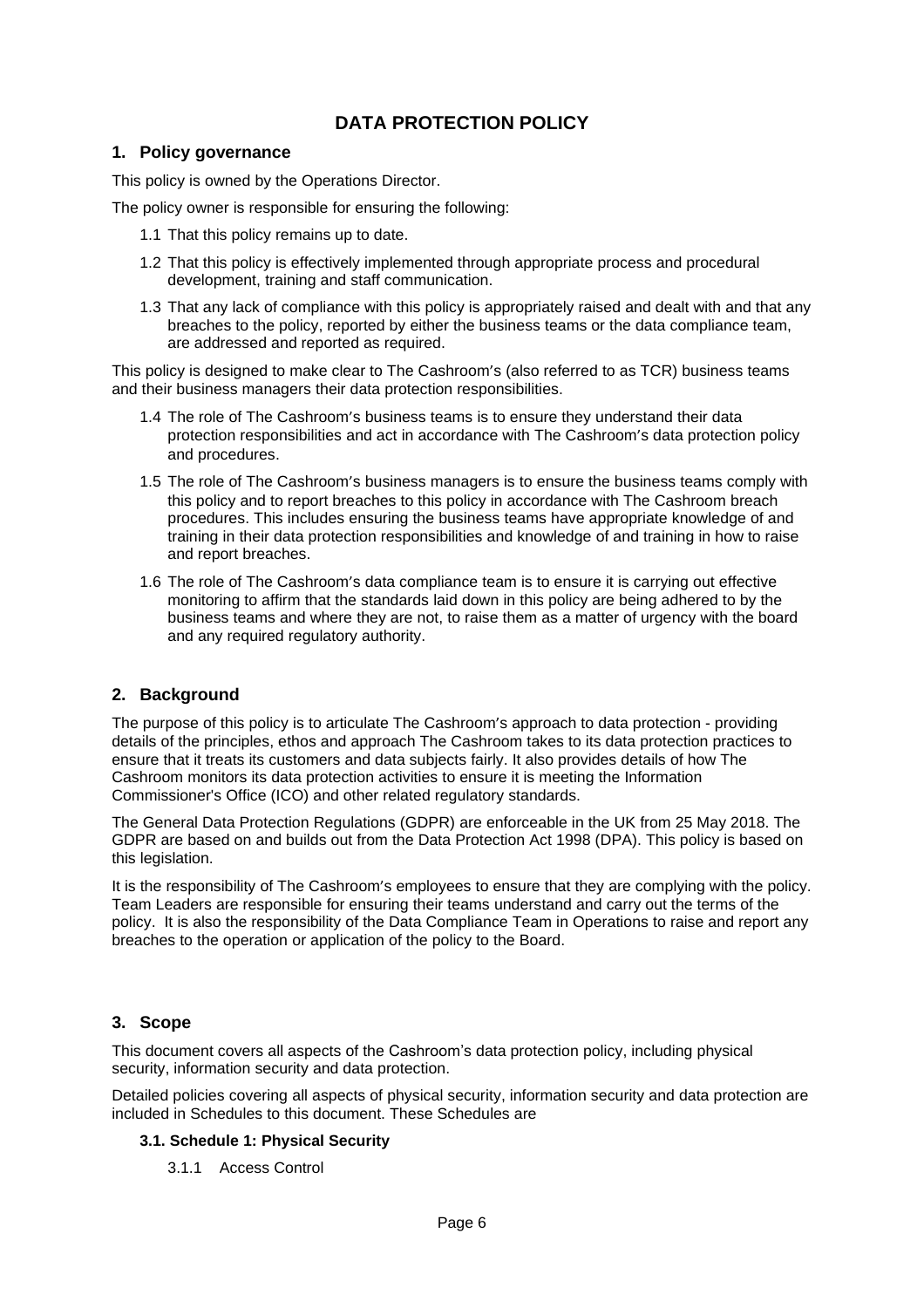# DATA PROTECTION POLICY

## 1. Policy governance

This policy is owned by the Operations Director.

The policy owner is responsible for ensuring the following:

1.1 That this policy remains up to date.

1.2 That this policy is effectively implemented through appropriate process and procedural development, training and staff communication.

1.3 That any lack of compliance with this policy is appropriately raised and dealt with and that any breaches to the policy, reported by either the business teams or the data compliance team, are addressed and reported as required.

This policy is designed to make clear to The Cashroom's (also referred to as TCR) business teams and their business managers their data protection responsibilities.

1.4 The role of The Cashroom's business teams is to ensure they understand their data protection responsibilities and act in accordance with The Cashroom's data protection policy and procedures.

1.5 The role of The Cashroom's business managers is to ensure the business teams comply with this policy and to report breaches to this policy in accordance with The Cashroom breach procedures. This includes ensuring the business teams have appropriate knowledge of and training in their data protection responsibilities and knowledge of and training in how to raise and report breaches.

1.6 The role of The Cashroom's data compliance team is to ensure it is carrying out effective monitoring to affirm that the standards laid down in this policy are being adhered to by the business teams and where they are not, to raise them as a matter of urgency with the board and any required regulatory authority.

## 2. Background

The purpose of this policy is to articulate The Cashroom's approach to data protection - providing details of the principles, ethos and approach The Cashroom takes to its data protection practices to ensure that it treats its customers and data subjects fairly. It also provides details of how The Cashroom monitors its data protection activities to ensure it is meeting the Information Commissioner's Office (ICO) and other related regulatory standards.

The General Data Protection Regulations (GDPR) are enforceable in the UK from 25 May 2018. The GDPR are based on and builds out from the Data Protection Act 1998 (DPA). This policy is based on this legislation.

It is the responsibility of The Cashroom's employees to ensure that they are complying with the policy. Team Leaders are responsible for ensuring their teams understand and carry out the terms of the policy. It is also the responsibility of the Data Compliance Team in Operations to raise and report any breaches to the operation or application of the policy to the Board.

## 3. Scope

This document covers all aspects of the Cashroom's data protection policy, including physical security, information security and data protection.

Detailed policies covering all aspects of physical security, information security and data protection are included in Schedules to this document. These Schedules are

### 3.1. Schedule 1: Physical Security

3.1.1 Access Control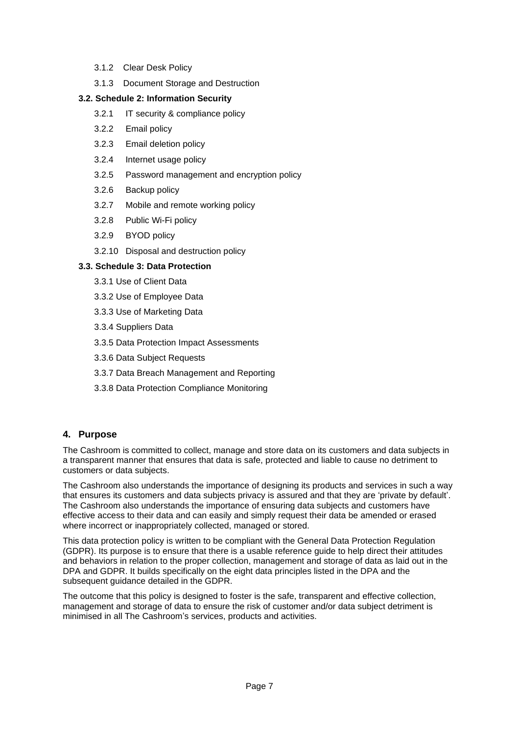3.1.2 Clear Desk Policy

3.1.3 Document Storage and Destruction

**3.2. Schedule 2: Information Security**

3.2.1 IT security & compliance policy

3.2.2 Email policy

3.2.3 Email deletion policy

3.2.4 Internet usage policy

3.2.5 Password management and encryption policy

3.2.6 Backup policy

3.2.7 Mobile and remote working policy

3.2.8 Public Wi-Fi policy

3.2.9 BYOD policy

3.2.10 Disposal and destruction policy

**3.3. Schedule 3: Data Protection**

3.3.1 Use of Client Data

3.3.2 Use of Employee Data

3.3.3 Use of Marketing Data

3.3.4 Suppliers Data

3.3.5 Data Protection Impact Assessments

3.3.6 Data Subject Requests

3.3.7 Data Breach Management and Reporting

3.3.8 Data Protection Compliance Monitoring

## 4. Purpose

The Cashroom is committed to collect, manage and store data on its customers and data subjects in a transparent manner that ensures that data is safe, protected and liable to cause no detriment to customers or data subjects.

The Cashroom also understands the importance of designing its products and services in such a way that ensures its customers and data subjects privacy is assured and that they are 'private by default'. The Cashroom also understands the importance of ensuring data subjects and customers have effective access to their data and can easily and simply request their data be amended or erased where incorrect or inappropriately collected, managed or stored.

This data protection policy is written to be compliant with the General Data Protection Regulation (GDPR). Its purpose is to ensure that there is a usable reference guide to help direct their attitudes and behaviors in relation to the proper collection, management and storage of data as laid out in the DPA and GDPR. It builds specifically on the eight data principles listed in the DPA and the subsequent guidance detailed in the GDPR.

The outcome that this policy is designed to foster is the safe, transparent and effective collection, management and storage of data to ensure the risk of customer and/or data subject detriment is minimised in all The Cashroom's services, products and activities.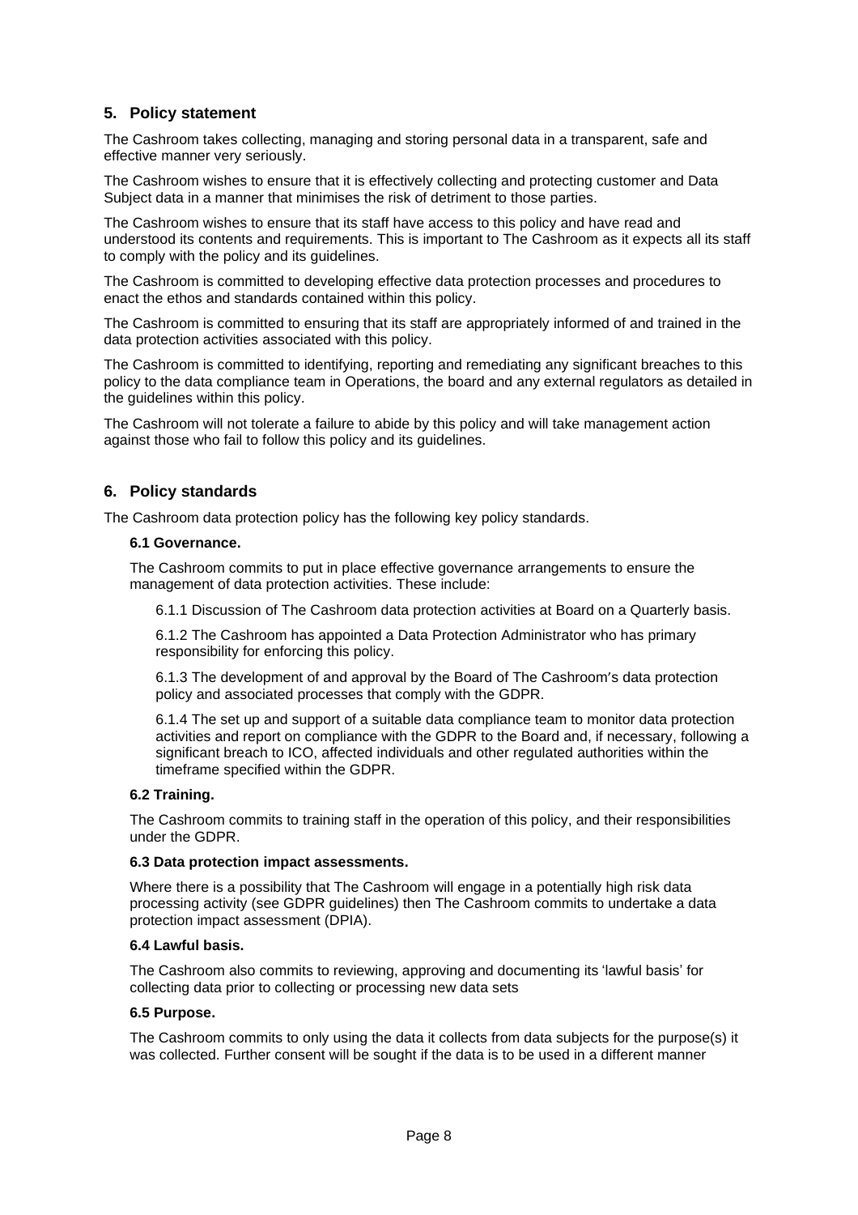## 5. Policy statement

The Cashroom takes collecting, managing and storing personal data in a transparent, safe and effective manner very seriously.

The Cashroom wishes to ensure that it is effectively collecting and protecting customer and Data Subject data in a manner that minimises the risk of detriment to those parties.

The Cashroom wishes to ensure that its staff have access to this policy and have read and understood its contents and requirements. This is important to The Cashroom as it expects all its staff to comply with the policy and its guidelines.

The Cashroom is committed to developing effective data protection processes and procedures to enact the ethos and standards contained within this policy.

The Cashroom is committed to ensuring that its staff are appropriately informed of and trained in the data protection activities associated with this policy.

The Cashroom is committed to identifying, reporting and remediating any significant breaches to this policy to the data compliance team in Operations, the board and any external regulators as detailed in the guidelines within this policy.

The Cashroom will not tolerate a failure to abide by this policy and will take management action against those who fail to follow this policy and its guidelines.

## 6. Policy standards

The Cashroom data protection policy has the following key policy standards.

**6.1 Governance.**

The Cashroom commits to put in place effective governance arrangements to ensure the management of data protection activities. These include:

6.1.1 Discussion of The Cashroom data protection activities at Board on a Quarterly basis.

6.1.2 The Cashroom has appointed a Data Protection Administrator who has primary responsibility for enforcing this policy.

6.1.3 The development of and approval by the Board of The Cashroom's data protection policy and associated processes that comply with the GDPR.

6.1.4 The set up and support of a suitable data compliance team to monitor data protection activities and report on compliance with the GDPR to the Board and, if necessary, following a significant breach to ICO, affected individuals and other regulated authorities within the timeframe specified within the GDPR.

**6.2 Training.**

The Cashroom commits to training staff in the operation of this policy, and their responsibilities under the GDPR.

**6.3 Data protection impact assessments.**

Where there is a possibility that The Cashroom will engage in a potentially high risk data processing activity (see GDPR guidelines) then The Cashroom commits to undertake a data protection impact assessment (DPIA).

**6.4 Lawful basis.**

The Cashroom also commits to reviewing, approving and documenting its 'lawful basis' for collecting data prior to collecting or processing new data sets

**6.5 Purpose.**

The Cashroom commits to only using the data it collects from data subjects for the purpose(s) it was collected. Further consent will be sought if the data is to be used in a different manner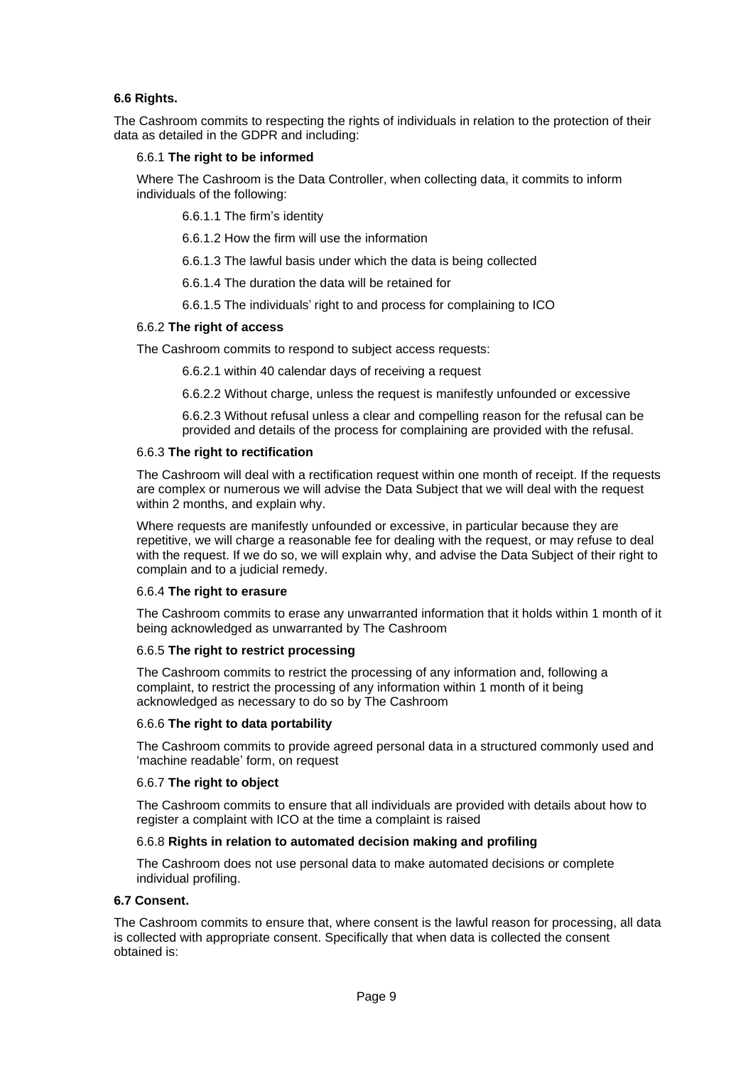**6.6 Rights.**

The Cashroom commits to respecting the rights of individuals in relation to the protection of their data as detailed in the GDPR and including:

6.6.1 **The right to be informed**

Where The Cashroom is the Data Controller, when collecting data, it commits to inform individuals of the following:

6.6.1.1 The firm's identity

6.6.1.2 How the firm will use the information

6.6.1.3 The lawful basis under which the data is being collected

6.6.1.4 The duration the data will be retained for

6.6.1.5 The individuals' right to and process for complaining to ICO

6.6.2 **The right of access**

The Cashroom commits to respond to subject access requests:

6.6.2.1 within 40 calendar days of receiving a request

6.6.2.2 Without charge, unless the request is manifestly unfounded or excessive

6.6.2.3 Without refusal unless a clear and compelling reason for the refusal can be provided and details of the process for complaining are provided with the refusal.

6.6.3 **The right to rectification**

The Cashroom will deal with a rectification request within one month of receipt. If the requests are complex or numerous we will advise the Data Subject that we will deal with the request within 2 months, and explain why.

Where requests are manifestly unfounded or excessive, in particular because they are repetitive, we will charge a reasonable fee for dealing with the request, or may refuse to deal with the request. If we do so, we will explain why, and advise the Data Subject of their right to complain and to a judicial remedy.

6.6.4 **The right to erasure**

The Cashroom commits to erase any unwarranted information that it holds within 1 month of it being acknowledged as unwarranted by The Cashroom

6.6.5 **The right to restrict processing**

The Cashroom commits to restrict the processing of any information and, following a complaint, to restrict the processing of any information within 1 month of it being acknowledged as necessary to do so by The Cashroom

6.6.6 **The right to data portability**

The Cashroom commits to provide agreed personal data in a structured commonly used and 'machine readable' form, on request

6.6.7 **The right to object**

The Cashroom commits to ensure that all individuals are provided with details about how to register a complaint with ICO at the time a complaint is raised

6.6.8 **Rights in relation to automated decision making and profiling**

The Cashroom does not use personal data to make automated decisions or complete individual profiling.

**6.7 Consent.**

The Cashroom commits to ensure that, where consent is the lawful reason for processing, all data is collected with appropriate consent. Specifically that when data is collected the consent obtained is: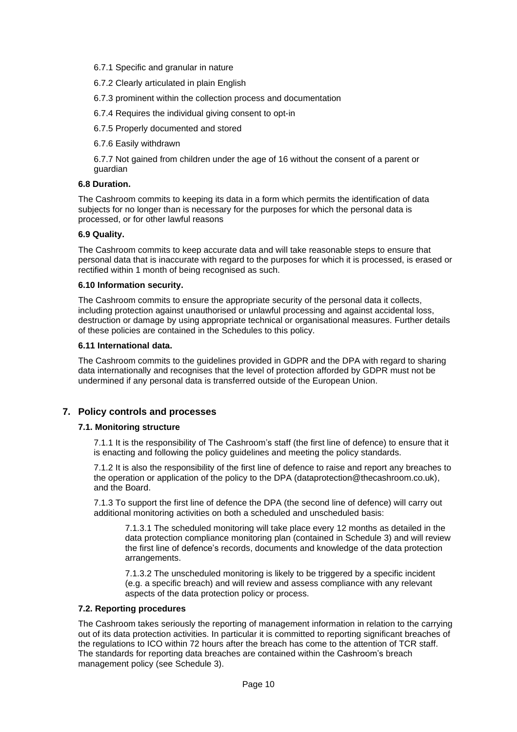6.7.1 Specific and granular in nature

6.7.2 Clearly articulated in plain English

6.7.3 prominent within the collection process and documentation

6.7.4 Requires the individual giving consent to opt-in

6.7.5 Properly documented and stored

6.7.6 Easily withdrawn

6.7.7 Not gained from children under the age of 16 without the consent of a parent or guardian

**6.8 Duration.**

The Cashroom commits to keeping its data in a form which permits the identification of data subjects for no longer than is necessary for the purposes for which the personal data is processed, or for other lawful reasons

**6.9 Quality.**

The Cashroom commits to keep accurate data and will take reasonable steps to ensure that personal data that is inaccurate with regard to the purposes for which it is processed, is erased or rectified within 1 month of being recognised as such.

**6.10 Information security.**

The Cashroom commits to ensure the appropriate security of the personal data it collects, including protection against unauthorised or unlawful processing and against accidental loss, destruction or damage by using appropriate technical or organisational measures. Further details of these policies are contained in the Schedules to this policy.

**6.11 International data.**

The Cashroom commits to the guidelines provided in GDPR and the DPA with regard to sharing data internationally and recognises that the level of protection afforded by GDPR must not be undermined if any personal data is transferred outside of the European Union.

## 7. Policy controls and processes

**7.1. Monitoring structure**

7.1.1 It is the responsibility of The Cashroom's staff (the first line of defence) to ensure that it is enacting and following the policy guidelines and meeting the policy standards.

7.1.2 It is also the responsibility of the first line of defence to raise and report any breaches to the operation or application of the policy to the DPA (dataprotection@thecashroom.co.uk), and the Board.

7.1.3 To support the first line of defence the DPA (the second line of defence) will carry out additional monitoring activities on both a scheduled and unscheduled basis:

7.1.3.1 The scheduled monitoring will take place every 12 months as detailed in the data protection compliance monitoring plan (contained in Schedule 3) and will review the first line of defence's records, documents and knowledge of the data protection arrangements.

7.1.3.2 The unscheduled monitoring is likely to be triggered by a specific incident (e.g. a specific breach) and will review and assess compliance with any relevant aspects of the data protection policy or process.

**7.2. Reporting procedures**

The Cashroom takes seriously the reporting of management information in relation to the carrying out of its data protection activities. In particular it is committed to reporting significant breaches of the regulations to ICO within 72 hours after the breach has come to the attention of TCR staff. The standards for reporting data breaches are contained within the Cashroom's breach management policy (see Schedule 3).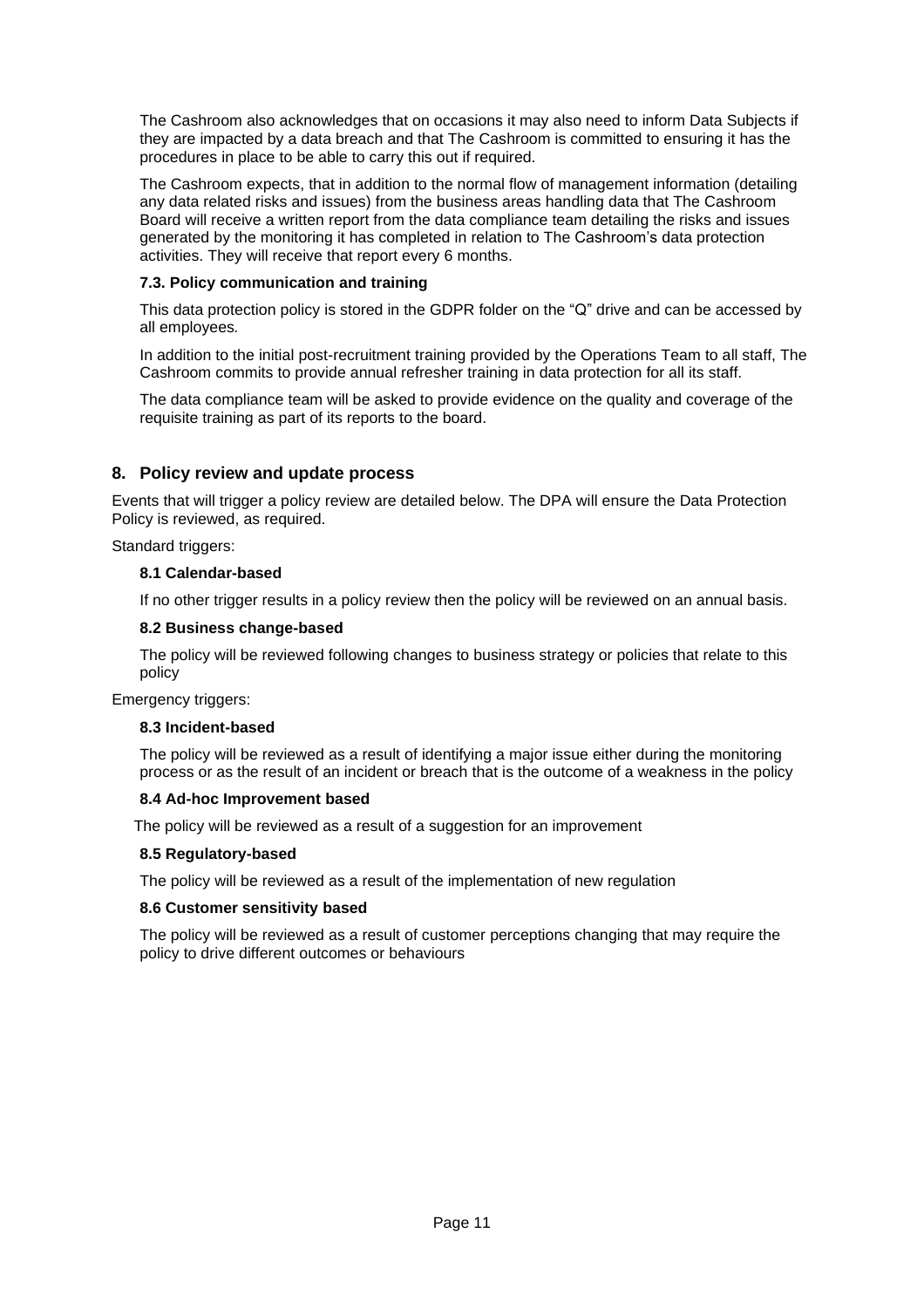The Cashroom also acknowledges that on occasions it may also need to inform Data Subjects if they are impacted by a data breach and that The Cashroom is committed to ensuring it has the procedures in place to be able to carry this out if required.

The Cashroom expects, that in addition to the normal flow of management information (detailing any data related risks and issues) from the business areas handling data that The Cashroom Board will receive a written report from the data compliance team detailing the risks and issues generated by the monitoring it has completed in relation to The Cashroom's data protection activities. They will receive that report every 6 months.

### 7.3. Policy communication and training

This data protection policy is stored in the GDPR folder on the "Q" drive and can be accessed by all employees.

In addition to the initial post-recruitment training provided by the Operations Team to all staff, The Cashroom commits to provide annual refresher training in data protection for all its staff.

The data compliance team will be asked to provide evidence on the quality and coverage of the requisite training as part of its reports to the board.

## 8. Policy review and update process

Events that will trigger a policy review are detailed below. The DPA will ensure the Data Protection Policy is reviewed, as required.

Standard triggers:

### 8.1 Calendar-based

If no other trigger results in a policy review then the policy will be reviewed on an annual basis.

### 8.2 Business change-based

The policy will be reviewed following changes to business strategy or policies that relate to this policy

Emergency triggers:

### 8.3 Incident-based

The policy will be reviewed as a result of identifying a major issue either during the monitoring process or as the result of an incident or breach that is the outcome of a weakness in the policy

### 8.4 Ad-hoc Improvement based

The policy will be reviewed as a result of a suggestion for an improvement

### 8.5 Regulatory-based

The policy will be reviewed as a result of the implementation of new regulation

### 8.6 Customer sensitivity based

The policy will be reviewed as a result of customer perceptions changing that may require the policy to drive different outcomes or behaviours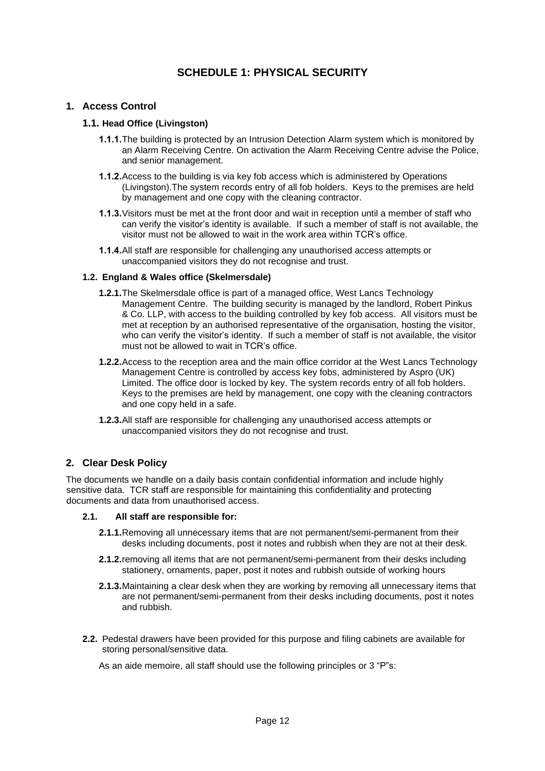# SCHEDULE 1: PHYSICAL SECURITY

## 1. Access Control

### 1.1. Head Office (Livingston)

**1.1.1.** The building is protected by an Intrusion Detection Alarm system which is monitored by an Alarm Receiving Centre. On activation the Alarm Receiving Centre advise the Police, and senior management.

**1.1.2.** Access to the building is via key fob access which is administered by Operations (Livingston).The system records entry of all fob holders. Keys to the premises are held by management and one copy with the cleaning contractor.

**1.1.3.** Visitors must be met at the front door and wait in reception until a member of staff who can verify the visitor's identity is available. If such a member of staff is not available, the visitor must not be allowed to wait in the work area within TCR's office.

**1.1.4.** All staff are responsible for challenging any unauthorised access attempts or unaccompanied visitors they do not recognise and trust.

### 1.2. England & Wales office (Skelmersdale)

**1.2.1.** The Skelmersdale office is part of a managed office, West Lancs Technology Management Centre. The building security is managed by the landlord, Robert Pinkus & Co. LLP, with access to the building controlled by key fob access. All visitors must be met at reception by an authorised representative of the organisation, hosting the visitor, who can verify the visitor's identity. If such a member of staff is not available, the visitor must not be allowed to wait in TCR's office.

**1.2.2.** Access to the reception area and the main office corridor at the West Lancs Technology Management Centre is controlled by access key fobs, administered by Aspro (UK) Limited. The office door is locked by key. The system records entry of all fob holders. Keys to the premises are held by management, one copy with the cleaning contractors and one copy held in a safe.

**1.2.3.** All staff are responsible for challenging any unauthorised access attempts or unaccompanied visitors they do not recognise and trust.

## 2. Clear Desk Policy

The documents we handle on a daily basis contain confidential information and include highly sensitive data. TCR staff are responsible for maintaining this confidentiality and protecting documents and data from unauthorised access.

### 2.1. All staff are responsible for:

**2.1.1.** Removing all unnecessary items that are not permanent/semi-permanent from their desks including documents, post it notes and rubbish when they are not at their desk.

**2.1.2.** removing all items that are not permanent/semi-permanent from their desks including stationery, ornaments, paper, post it notes and rubbish outside of working hours

**2.1.3.** Maintaining a clear desk when they are working by removing all unnecessary items that are not permanent/semi-permanent from their desks including documents, post it notes and rubbish.

**2.2.** Pedestal drawers have been provided for this purpose and filing cabinets are available for storing personal/sensitive data.

As an aide memoire, all staff should use the following principles or 3 "P"s: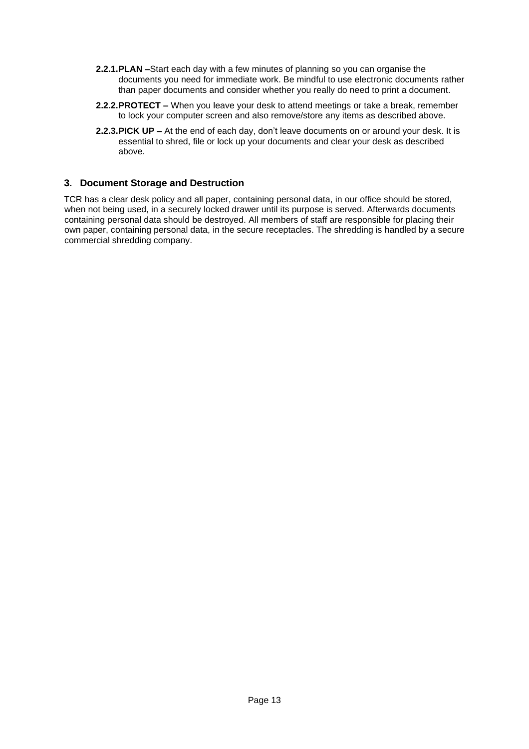**2.2.1. PLAN –** Start each day with a few minutes of planning so you can organise the documents you need for immediate work. Be mindful to use electronic documents rather than paper documents and consider whether you really do need to print a document.

**2.2.2. PROTECT –** When you leave your desk to attend meetings or take a break, remember to lock your computer screen and also remove/store any items as described above.

**2.2.3. PICK UP –** At the end of each day, don't leave documents on or around your desk. It is essential to shred, file or lock up your documents and clear your desk as described above.

## 3. Document Storage and Destruction

TCR has a clear desk policy and all paper, containing personal data, in our office should be stored, when not being used, in a securely locked drawer until its purpose is served. Afterwards documents containing personal data should be destroyed. All members of staff are responsible for placing their own paper, containing personal data, in the secure receptacles. The shredding is handled by a secure commercial shredding company.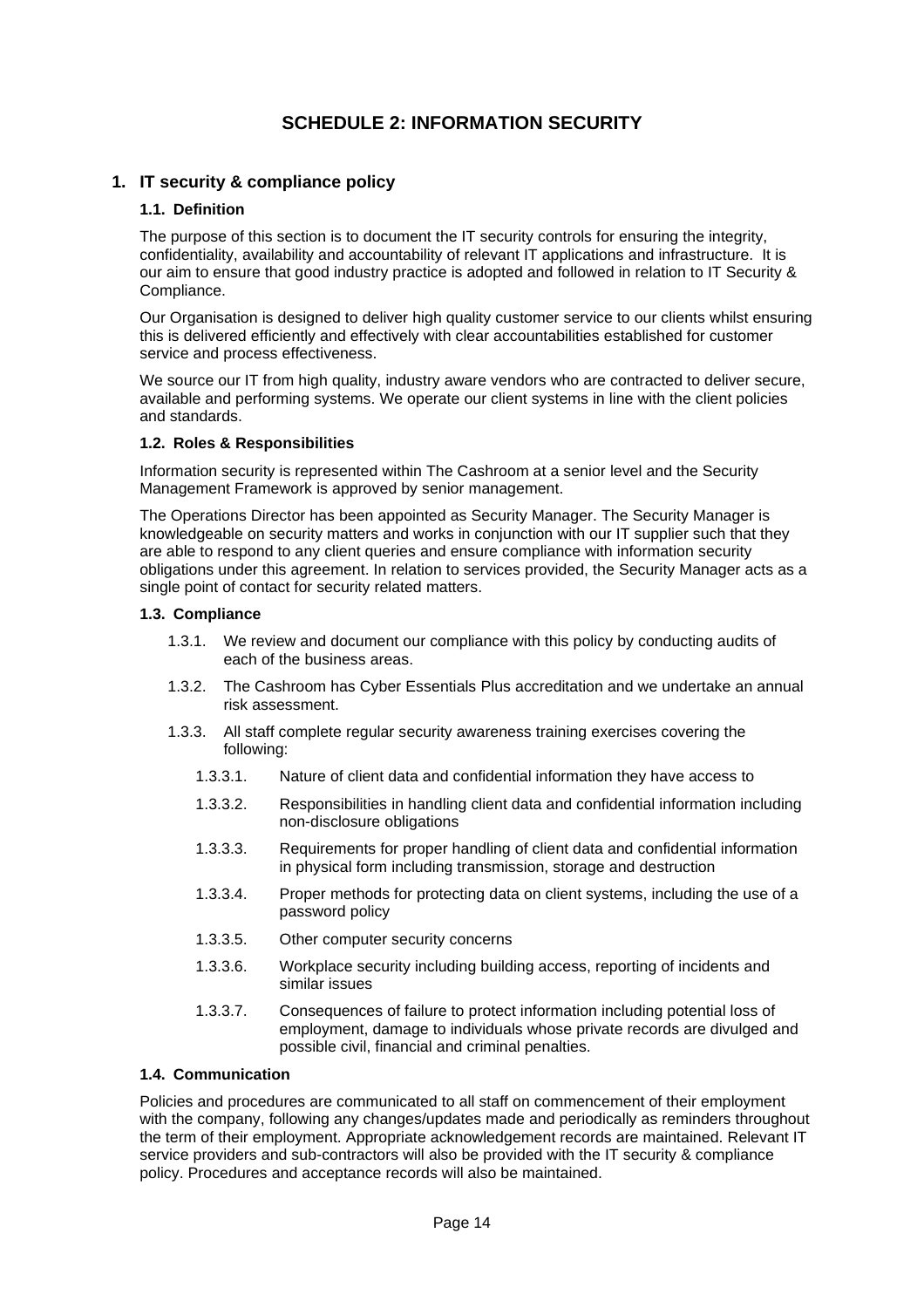# SCHEDULE 2: INFORMATION SECURITY

## 1. IT security & compliance policy

### 1.1. Definition

The purpose of this section is to document the IT security controls for ensuring the integrity, confidentiality, availability and accountability of relevant IT applications and infrastructure. It is our aim to ensure that good industry practice is adopted and followed in relation to IT Security & Compliance.

Our Organisation is designed to deliver high quality customer service to our clients whilst ensuring this is delivered efficiently and effectively with clear accountabilities established for customer service and process effectiveness.

We source our IT from high quality, industry aware vendors who are contracted to deliver secure, available and performing systems. We operate our client systems in line with the client policies and standards.

### 1.2. Roles & Responsibilities

Information security is represented within The Cashroom at a senior level and the Security Management Framework is approved by senior management.

The Operations Director has been appointed as Security Manager. The Security Manager is knowledgeable on security matters and works in conjunction with our IT supplier such that they are able to respond to any client queries and ensure compliance with information security obligations under this agreement. In relation to services provided, the Security Manager acts as a single point of contact for security related matters.

### 1.3. Compliance

- 1.3.1. We review and document our compliance with this policy by conducting audits of each of the business areas.
- 1.3.2. The Cashroom has Cyber Essentials Plus accreditation and we undertake an annual risk assessment.
- 1.3.3. All staff complete regular security awareness training exercises covering the following:
  - 1.3.3.1. Nature of client data and confidential information they have access to
  - 1.3.3.2. Responsibilities in handling client data and confidential information including non-disclosure obligations
  - 1.3.3.3. Requirements for proper handling of client data and confidential information in physical form including transmission, storage and destruction
  - 1.3.3.4. Proper methods for protecting data on client systems, including the use of a password policy
  - 1.3.3.5. Other computer security concerns
  - 1.3.3.6. Workplace security including building access, reporting of incidents and similar issues
  - 1.3.3.7. Consequences of failure to protect information including potential loss of employment, damage to individuals whose private records are divulged and possible civil, financial and criminal penalties.

### 1.4. Communication

Policies and procedures are communicated to all staff on commencement of their employment with the company, following any changes/updates made and periodically as reminders throughout the term of their employment. Appropriate acknowledgement records are maintained. Relevant IT service providers and sub-contractors will also be provided with the IT security & compliance policy. Procedures and acceptance records will also be maintained.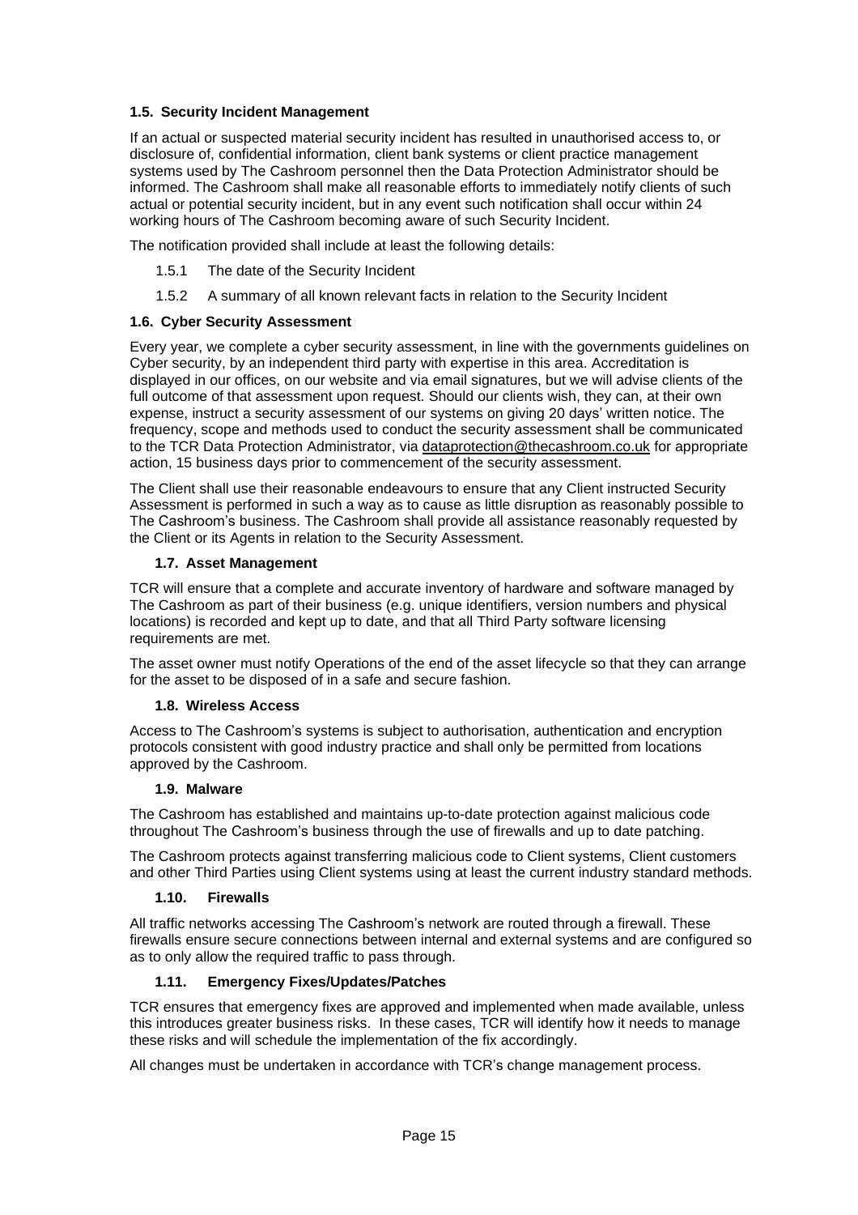### 1.5. Security Incident Management

If an actual or suspected material security incident has resulted in unauthorised access to, or disclosure of, confidential information, client bank systems or client practice management systems used by The Cashroom personnel then the Data Protection Administrator should be informed. The Cashroom shall make all reasonable efforts to immediately notify clients of such actual or potential security incident, but in any event such notification shall occur within 24 working hours of The Cashroom becoming aware of such Security Incident.

The notification provided shall include at least the following details:

1.5.1 The date of the Security Incident

1.5.2 A summary of all known relevant facts in relation to the Security Incident

### 1.6. Cyber Security Assessment

Every year, we complete a cyber security assessment, in line with the governments guidelines on Cyber security, by an independent third party with expertise in this area. Accreditation is displayed in our offices, on our website and via email signatures, but we will advise clients of the full outcome of that assessment upon request. Should our clients wish, they can, at their own expense, instruct a security assessment of our systems on giving 20 days' written notice. The frequency, scope and methods used to conduct the security assessment shall be communicated to the TCR Data Protection Administrator, via dataprotection@thecashroom.co.uk for appropriate action, 15 business days prior to commencement of the security assessment.

The Client shall use their reasonable endeavours to ensure that any Client instructed Security Assessment is performed in such a way as to cause as little disruption as reasonably possible to The Cashroom's business. The Cashroom shall provide all assistance reasonably requested by the Client or its Agents in relation to the Security Assessment.

### 1.7. Asset Management

TCR will ensure that a complete and accurate inventory of hardware and software managed by The Cashroom as part of their business (e.g. unique identifiers, version numbers and physical locations) is recorded and kept up to date, and that all Third Party software licensing requirements are met.

The asset owner must notify Operations of the end of the asset lifecycle so that they can arrange for the asset to be disposed of in a safe and secure fashion.

### 1.8. Wireless Access

Access to The Cashroom's systems is subject to authorisation, authentication and encryption protocols consistent with good industry practice and shall only be permitted from locations approved by the Cashroom.

### 1.9. Malware

The Cashroom has established and maintains up-to-date protection against malicious code throughout The Cashroom's business through the use of firewalls and up to date patching.

The Cashroom protects against transferring malicious code to Client systems, Client customers and other Third Parties using Client systems using at least the current industry standard methods.

### 1.10. Firewalls

All traffic networks accessing The Cashroom's network are routed through a firewall. These firewalls ensure secure connections between internal and external systems and are configured so as to only allow the required traffic to pass through.

### 1.11. Emergency Fixes/Updates/Patches

TCR ensures that emergency fixes are approved and implemented when made available, unless this introduces greater business risks. In these cases, TCR will identify how it needs to manage these risks and will schedule the implementation of the fix accordingly.

All changes must be undertaken in accordance with TCR's change management process.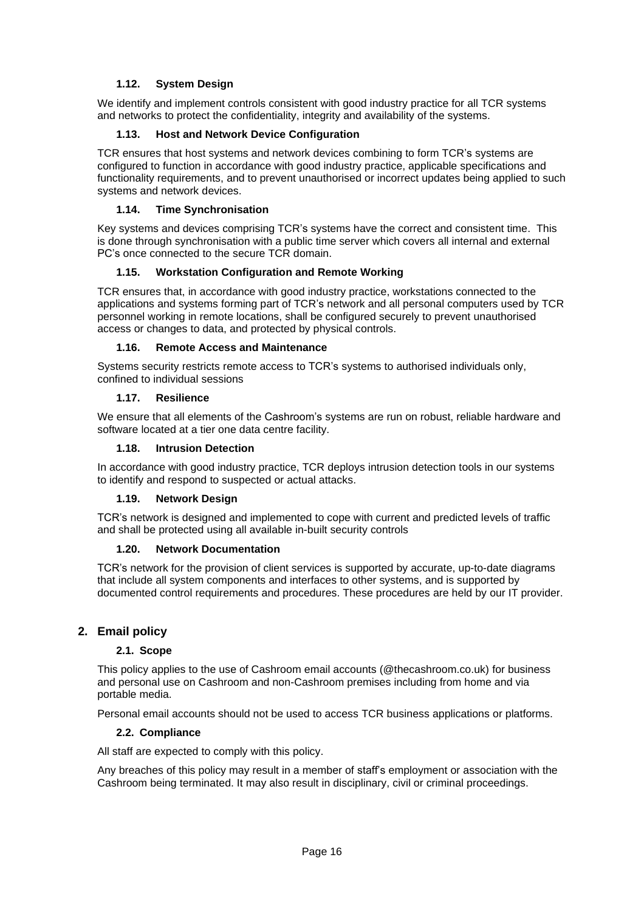### 1.12. System Design

We identify and implement controls consistent with good industry practice for all TCR systems and networks to protect the confidentiality, integrity and availability of the systems.

### 1.13. Host and Network Device Configuration

TCR ensures that host systems and network devices combining to form TCR's systems are configured to function in accordance with good industry practice, applicable specifications and functionality requirements, and to prevent unauthorised or incorrect updates being applied to such systems and network devices.

### 1.14. Time Synchronisation

Key systems and devices comprising TCR's systems have the correct and consistent time. This is done through synchronisation with a public time server which covers all internal and external PC's once connected to the secure TCR domain.

### 1.15. Workstation Configuration and Remote Working

TCR ensures that, in accordance with good industry practice, workstations connected to the applications and systems forming part of TCR's network and all personal computers used by TCR personnel working in remote locations, shall be configured securely to prevent unauthorised access or changes to data, and protected by physical controls.

### 1.16. Remote Access and Maintenance

Systems security restricts remote access to TCR's systems to authorised individuals only, confined to individual sessions

### 1.17. Resilience

We ensure that all elements of the Cashroom's systems are run on robust, reliable hardware and software located at a tier one data centre facility.

### 1.18. Intrusion Detection

In accordance with good industry practice, TCR deploys intrusion detection tools in our systems to identify and respond to suspected or actual attacks.

### 1.19. Network Design

TCR's network is designed and implemented to cope with current and predicted levels of traffic and shall be protected using all available in-built security controls

### 1.20. Network Documentation

TCR's network for the provision of client services is supported by accurate, up-to-date diagrams that include all system components and interfaces to other systems, and is supported by documented control requirements and procedures. These procedures are held by our IT provider.

## 2. Email policy

### 2.1. Scope

This policy applies to the use of Cashroom email accounts (@thecashroom.co.uk) for business and personal use on Cashroom and non-Cashroom premises including from home and via portable media.

Personal email accounts should not be used to access TCR business applications or platforms.

### 2.2. Compliance

All staff are expected to comply with this policy.

Any breaches of this policy may result in a member of staff's employment or association with the Cashroom being terminated. It may also result in disciplinary, civil or criminal proceedings.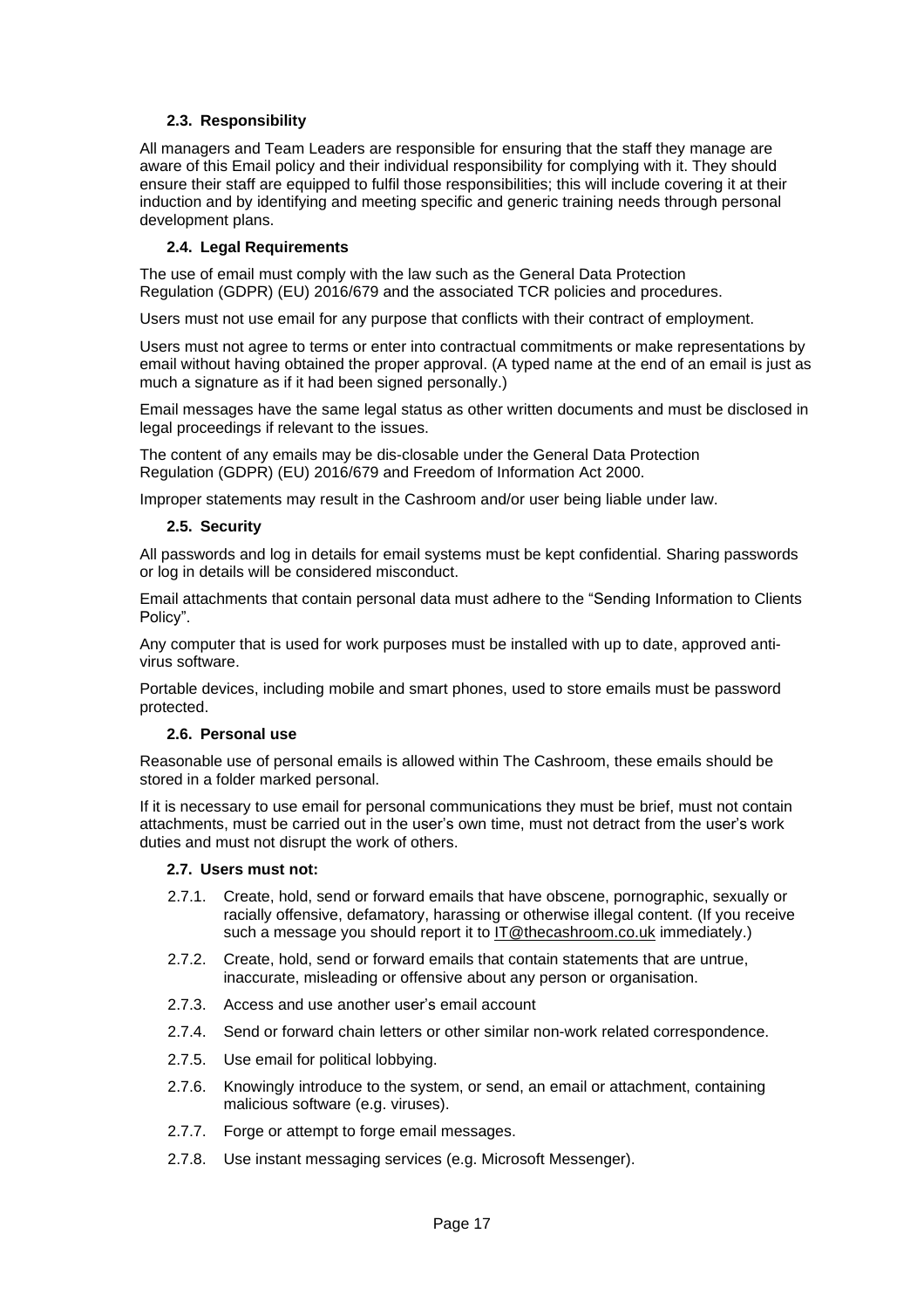### 2.3. Responsibility

All managers and Team Leaders are responsible for ensuring that the staff they manage are aware of this Email policy and their individual responsibility for complying with it. They should ensure their staff are equipped to fulfil those responsibilities; this will include covering it at their induction and by identifying and meeting specific and generic training needs through personal development plans.

### 2.4. Legal Requirements

The use of email must comply with the law such as the General Data Protection Regulation (GDPR) (EU) 2016/679 and the associated TCR policies and procedures.

Users must not use email for any purpose that conflicts with their contract of employment.

Users must not agree to terms or enter into contractual commitments or make representations by email without having obtained the proper approval. (A typed name at the end of an email is just as much a signature as if it had been signed personally.)

Email messages have the same legal status as other written documents and must be disclosed in legal proceedings if relevant to the issues.

The content of any emails may be dis-closable under the General Data Protection Regulation (GDPR) (EU) 2016/679 and Freedom of Information Act 2000.

Improper statements may result in the Cashroom and/or user being liable under law.

### 2.5. Security

All passwords and log in details for email systems must be kept confidential. Sharing passwords or log in details will be considered misconduct.

Email attachments that contain personal data must adhere to the "Sending Information to Clients Policy".

Any computer that is used for work purposes must be installed with up to date, approved anti-virus software.

Portable devices, including mobile and smart phones, used to store emails must be password protected.

### 2.6. Personal use

Reasonable use of personal emails is allowed within The Cashroom, these emails should be stored in a folder marked personal.

If it is necessary to use email for personal communications they must be brief, must not contain attachments, must be carried out in the user's own time, must not detract from the user's work duties and must not disrupt the work of others.

### 2.7. Users must not:

- 2.7.1. Create, hold, send or forward emails that have obscene, pornographic, sexually or racially offensive, defamatory, harassing or otherwise illegal content. (If you receive such a message you should report it to IT@thecashroom.co.uk immediately.)
- 2.7.2. Create, hold, send or forward emails that contain statements that are untrue, inaccurate, misleading or offensive about any person or organisation.
- 2.7.3. Access and use another user's email account
- 2.7.4. Send or forward chain letters or other similar non-work related correspondence.
- 2.7.5. Use email for political lobbying.
- 2.7.6. Knowingly introduce to the system, or send, an email or attachment, containing malicious software (e.g. viruses).
- 2.7.7. Forge or attempt to forge email messages.
- 2.7.8. Use instant messaging services (e.g. Microsoft Messenger).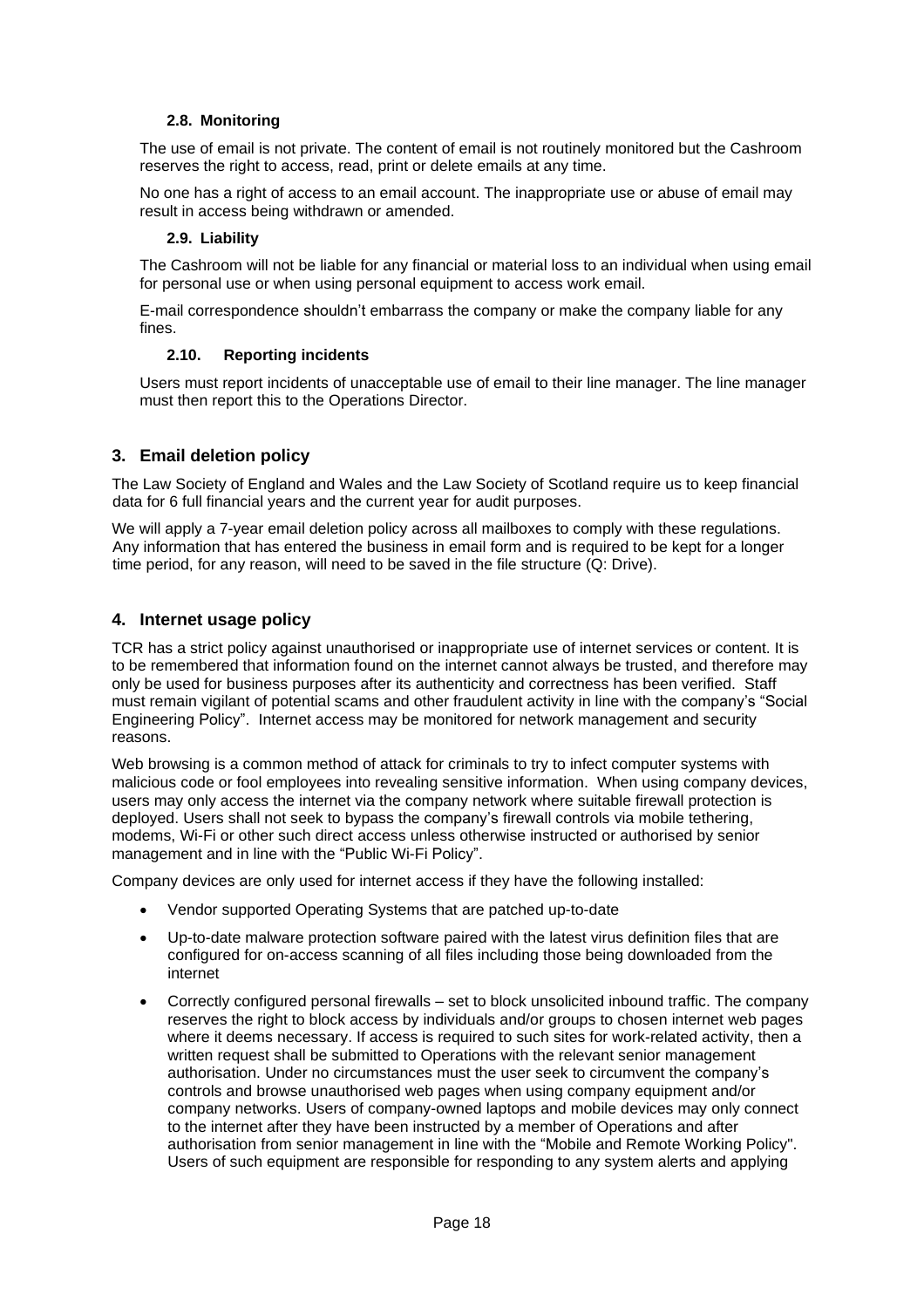### 2.8. Monitoring

The use of email is not private. The content of email is not routinely monitored but the Cashroom reserves the right to access, read, print or delete emails at any time.

No one has a right of access to an email account. The inappropriate use or abuse of email may result in access being withdrawn or amended.

### 2.9. Liability

The Cashroom will not be liable for any financial or material loss to an individual when using email for personal use or when using personal equipment to access work email.

E-mail correspondence shouldn't embarrass the company or make the company liable for any fines.

### 2.10. Reporting incidents

Users must report incidents of unacceptable use of email to their line manager. The line manager must then report this to the Operations Director.

## 3. Email deletion policy

The Law Society of England and Wales and the Law Society of Scotland require us to keep financial data for 6 full financial years and the current year for audit purposes.

We will apply a 7-year email deletion policy across all mailboxes to comply with these regulations. Any information that has entered the business in email form and is required to be kept for a longer time period, for any reason, will need to be saved in the file structure (Q: Drive).

## 4. Internet usage policy

TCR has a strict policy against unauthorised or inappropriate use of internet services or content. It is to be remembered that information found on the internet cannot always be trusted, and therefore may only be used for business purposes after its authenticity and correctness has been verified. Staff must remain vigilant of potential scams and other fraudulent activity in line with the company's "Social Engineering Policy". Internet access may be monitored for network management and security reasons.

Web browsing is a common method of attack for criminals to try to infect computer systems with malicious code or fool employees into revealing sensitive information. When using company devices, users may only access the internet via the company network where suitable firewall protection is deployed. Users shall not seek to bypass the company's firewall controls via mobile tethering, modems, Wi-Fi or other such direct access unless otherwise instructed or authorised by senior management and in line with the "Public Wi-Fi Policy".

Company devices are only used for internet access if they have the following installed:

- Vendor supported Operating Systems that are patched up-to-date
- Up-to-date malware protection software paired with the latest virus definition files that are configured for on-access scanning of all files including those being downloaded from the internet
- Correctly configured personal firewalls – set to block unsolicited inbound traffic. The company reserves the right to block access by individuals and/or groups to chosen internet web pages where it deems necessary. If access is required to such sites for work-related activity, then a written request shall be submitted to Operations with the relevant senior management authorisation. Under no circumstances must the user seek to circumvent the company's controls and browse unauthorised web pages when using company equipment and/or company networks. Users of company-owned laptops and mobile devices may only connect to the internet after they have been instructed by a member of Operations and after authorisation from senior management in line with the "Mobile and Remote Working Policy". Users of such equipment are responsible for responding to any system alerts and applying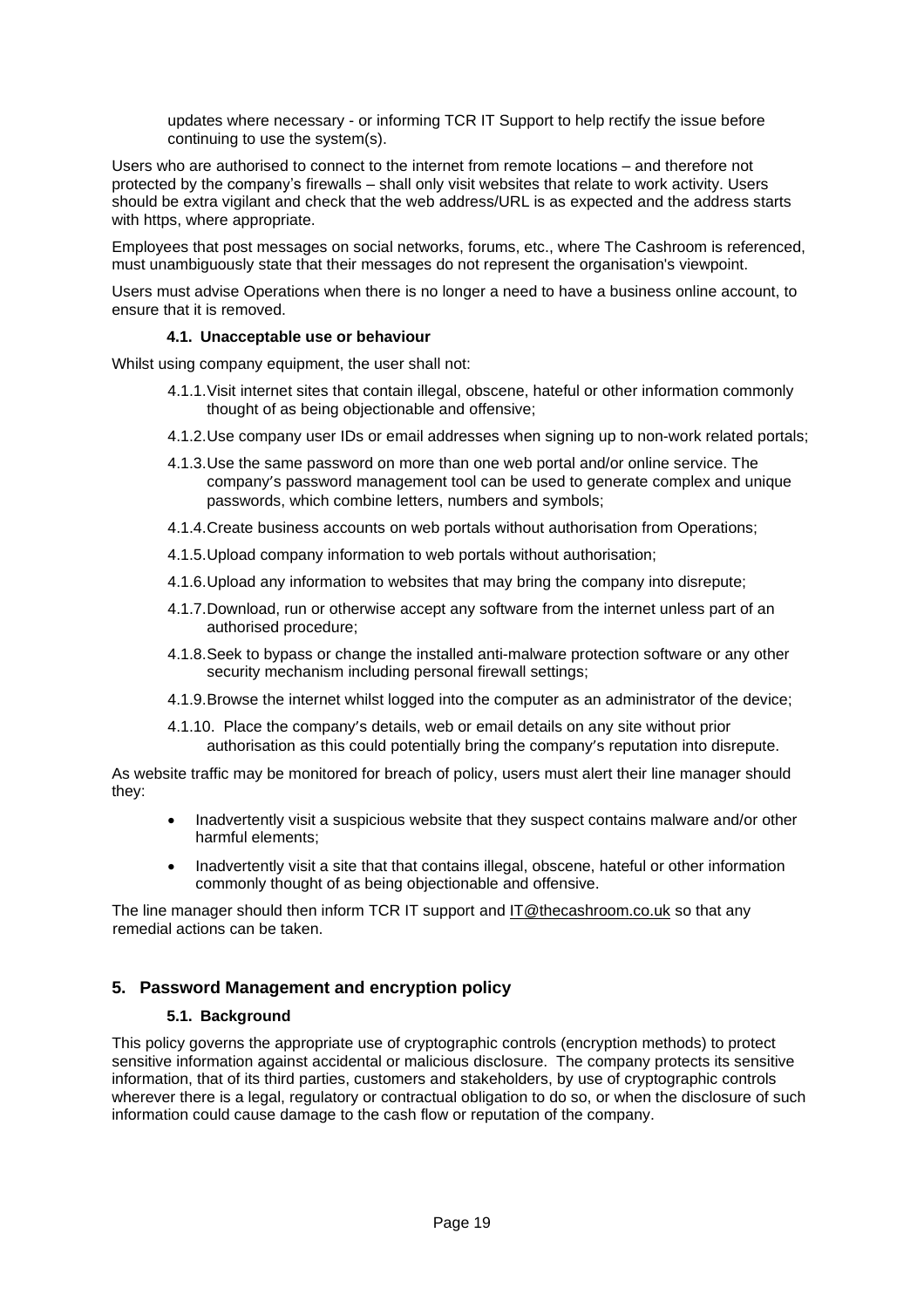updates where necessary - or informing TCR IT Support to help rectify the issue before continuing to use the system(s).

Users who are authorised to connect to the internet from remote locations – and therefore not protected by the company's firewalls – shall only visit websites that relate to work activity. Users should be extra vigilant and check that the web address/URL is as expected and the address starts with https, where appropriate.

Employees that post messages on social networks, forums, etc., where The Cashroom is referenced, must unambiguously state that their messages do not represent the organisation's viewpoint.

Users must advise Operations when there is no longer a need to have a business online account, to ensure that it is removed.

### 4.1. Unacceptable use or behaviour

Whilst using company equipment, the user shall not:

- 4.1.1. Visit internet sites that contain illegal, obscene, hateful or other information commonly thought of as being objectionable and offensive;
- 4.1.2. Use company user IDs or email addresses when signing up to non-work related portals;
- 4.1.3. Use the same password on more than one web portal and/or online service. The company's password management tool can be used to generate complex and unique passwords, which combine letters, numbers and symbols;
- 4.1.4. Create business accounts on web portals without authorisation from Operations;
- 4.1.5. Upload company information to web portals without authorisation;
- 4.1.6. Upload any information to websites that may bring the company into disrepute;
- 4.1.7. Download, run or otherwise accept any software from the internet unless part of an authorised procedure;
- 4.1.8. Seek to bypass or change the installed anti-malware protection software or any other security mechanism including personal firewall settings;
- 4.1.9. Browse the internet whilst logged into the computer as an administrator of the device;
- 4.1.10. Place the company's details, web or email details on any site without prior authorisation as this could potentially bring the company's reputation into disrepute.

As website traffic may be monitored for breach of policy, users must alert their line manager should they:

- Inadvertently visit a suspicious website that they suspect contains malware and/or other harmful elements;
- Inadvertently visit a site that that contains illegal, obscene, hateful or other information commonly thought of as being objectionable and offensive.

The line manager should then inform TCR IT support and IT@thecashroom.co.uk so that any remedial actions can be taken.

## 5. Password Management and encryption policy

### 5.1. Background

This policy governs the appropriate use of cryptographic controls (encryption methods) to protect sensitive information against accidental or malicious disclosure. The company protects its sensitive information, that of its third parties, customers and stakeholders, by use of cryptographic controls wherever there is a legal, regulatory or contractual obligation to do so, or when the disclosure of such information could cause damage to the cash flow or reputation of the company.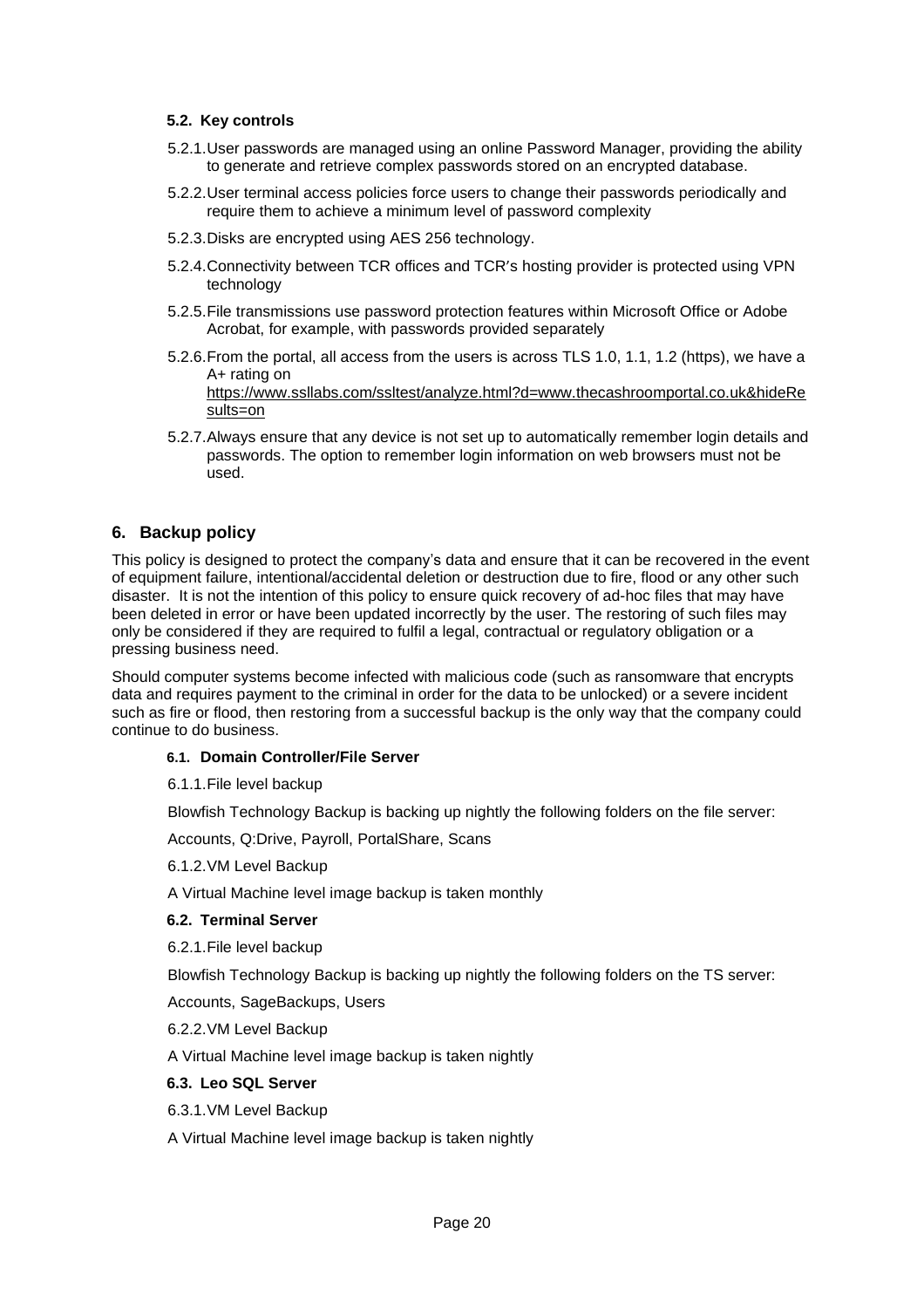### 5.2. Key controls

5.2.1. User passwords are managed using an online Password Manager, providing the ability to generate and retrieve complex passwords stored on an encrypted database.

5.2.2. User terminal access policies force users to change their passwords periodically and require them to achieve a minimum level of password complexity

5.2.3. Disks are encrypted using AES 256 technology.

5.2.4. Connectivity between TCR offices and TCR's hosting provider is protected using VPN technology

5.2.5. File transmissions use password protection features within Microsoft Office or Adobe Acrobat, for example, with passwords provided separately

5.2.6. From the portal, all access from the users is across TLS 1.0, 1.1, 1.2 (https), we have a A+ rating on https://www.ssllabs.com/ssltest/analyze.html?d=www.thecashroomportal.co.uk&hideResults=on

5.2.7. Always ensure that any device is not set up to automatically remember login details and passwords. The option to remember login information on web browsers must not be used.

## 6. Backup policy

This policy is designed to protect the company's data and ensure that it can be recovered in the event of equipment failure, intentional/accidental deletion or destruction due to fire, flood or any other such disaster. It is not the intention of this policy to ensure quick recovery of ad-hoc files that may have been deleted in error or have been updated incorrectly by the user. The restoring of such files may only be considered if they are required to fulfil a legal, contractual or regulatory obligation or a pressing business need.

Should computer systems become infected with malicious code (such as ransomware that encrypts data and requires payment to the criminal in order for the data to be unlocked) or a severe incident such as fire or flood, then restoring from a successful backup is the only way that the company could continue to do business.

### 6.1. Domain Controller/File Server

6.1.1. File level backup

Blowfish Technology Backup is backing up nightly the following folders on the file server:

Accounts, Q:Drive, Payroll, PortalShare, Scans

6.1.2. VM Level Backup

A Virtual Machine level image backup is taken monthly

### 6.2. Terminal Server

6.2.1. File level backup

Blowfish Technology Backup is backing up nightly the following folders on the TS server:

Accounts, SageBackups, Users

6.2.2. VM Level Backup

A Virtual Machine level image backup is taken nightly

### 6.3. Leo SQL Server

6.3.1. VM Level Backup

A Virtual Machine level image backup is taken nightly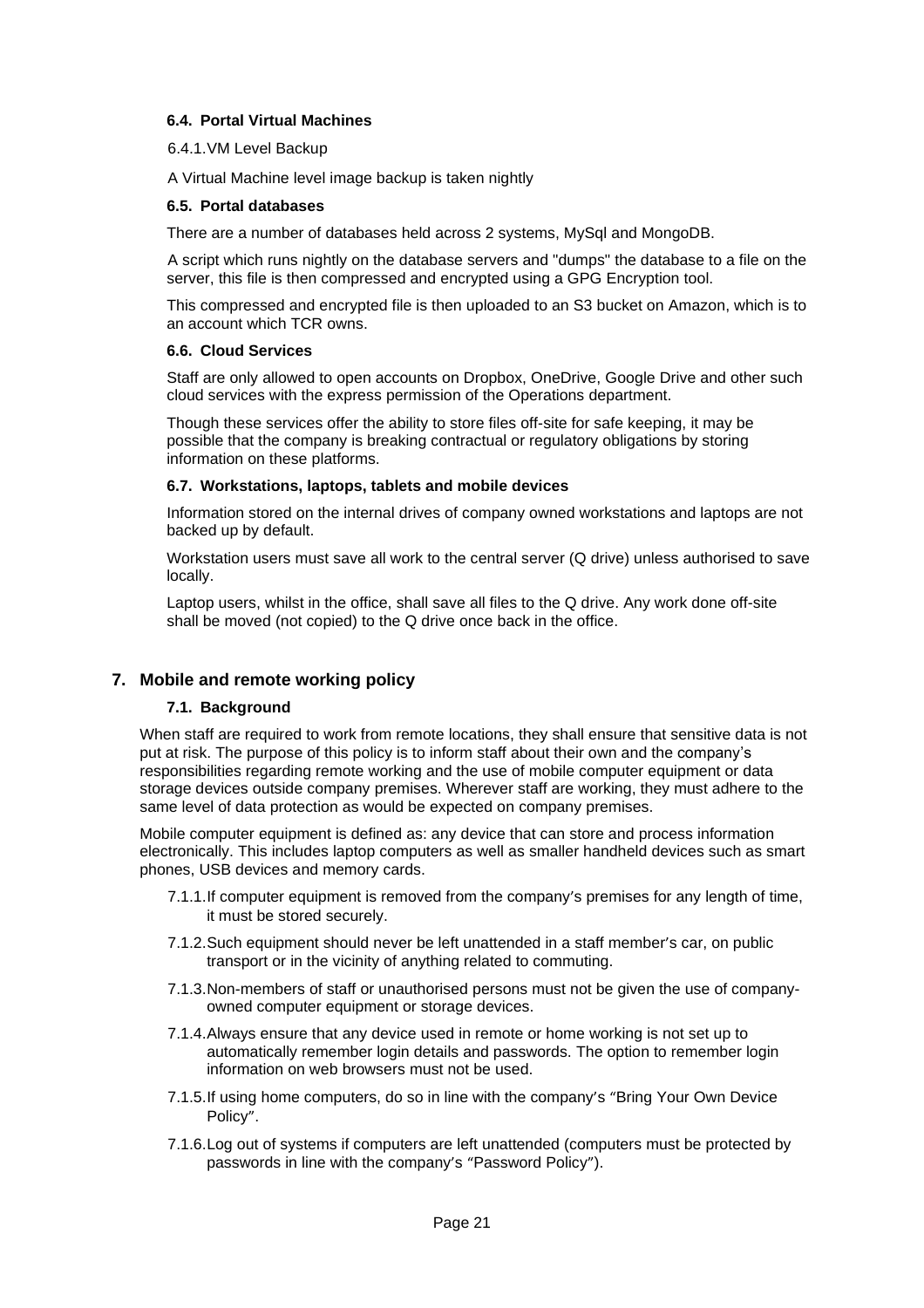### 6.4. Portal Virtual Machines

6.4.1. VM Level Backup

A Virtual Machine level image backup is taken nightly

### 6.5. Portal databases

There are a number of databases held across 2 systems, MySql and MongoDB.

A script which runs nightly on the database servers and "dumps" the database to a file on the server, this file is then compressed and encrypted using a GPG Encryption tool.

This compressed and encrypted file is then uploaded to an S3 bucket on Amazon, which is to an account which TCR owns.

### 6.6. Cloud Services

Staff are only allowed to open accounts on Dropbox, OneDrive, Google Drive and other such cloud services with the express permission of the Operations department.

Though these services offer the ability to store files off-site for safe keeping, it may be possible that the company is breaking contractual or regulatory obligations by storing information on these platforms.

### 6.7. Workstations, laptops, tablets and mobile devices

Information stored on the internal drives of company owned workstations and laptops are not backed up by default.

Workstation users must save all work to the central server (Q drive) unless authorised to save locally.

Laptop users, whilst in the office, shall save all files to the Q drive. Any work done off-site shall be moved (not copied) to the Q drive once back in the office.

## 7. Mobile and remote working policy

### 7.1. Background

When staff are required to work from remote locations, they shall ensure that sensitive data is not put at risk. The purpose of this policy is to inform staff about their own and the company's responsibilities regarding remote working and the use of mobile computer equipment or data storage devices outside company premises. Wherever staff are working, they must adhere to the same level of data protection as would be expected on company premises.

Mobile computer equipment is defined as: any device that can store and process information electronically. This includes laptop computers as well as smaller handheld devices such as smart phones, USB devices and memory cards.

7.1.1. If computer equipment is removed from the company's premises for any length of time, it must be stored securely.

7.1.2. Such equipment should never be left unattended in a staff member's car, on public transport or in the vicinity of anything related to commuting.

7.1.3. Non-members of staff or unauthorised persons must not be given the use of company-owned computer equipment or storage devices.

7.1.4. Always ensure that any device used in remote or home working is not set up to automatically remember login details and passwords. The option to remember login information on web browsers must not be used.

7.1.5. If using home computers, do so in line with the company's "Bring Your Own Device Policy".

7.1.6. Log out of systems if computers are left unattended (computers must be protected by passwords in line with the company's "Password Policy").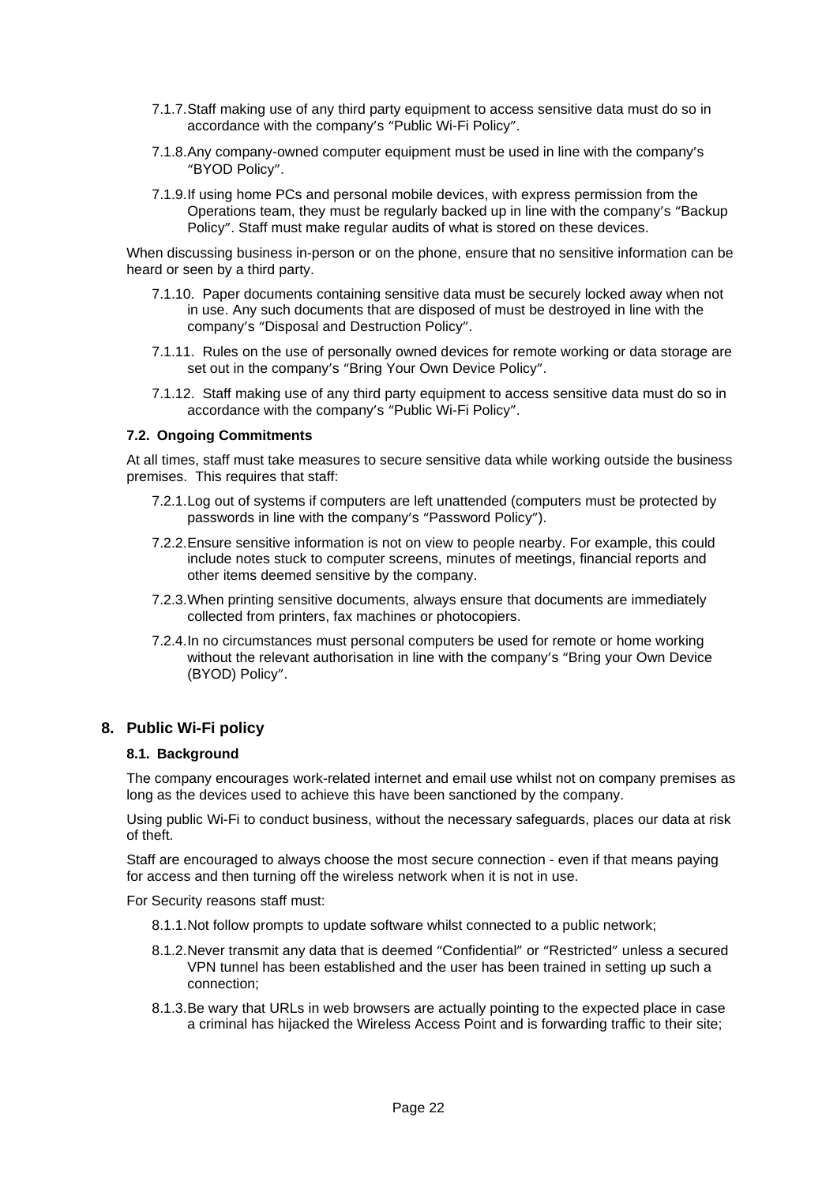7.1.7. Staff making use of any third party equipment to access sensitive data must do so in accordance with the company's "Public Wi-Fi Policy".

7.1.8. Any company-owned computer equipment must be used in line with the company's "BYOD Policy".

7.1.9. If using home PCs and personal mobile devices, with express permission from the Operations team, they must be regularly backed up in line with the company's "Backup Policy". Staff must make regular audits of what is stored on these devices.

When discussing business in-person or on the phone, ensure that no sensitive information can be heard or seen by a third party.

7.1.10. Paper documents containing sensitive data must be securely locked away when not in use. Any such documents that are disposed of must be destroyed in line with the company's "Disposal and Destruction Policy".

7.1.11. Rules on the use of personally owned devices for remote working or data storage are set out in the company's "Bring Your Own Device Policy".

7.1.12. Staff making use of any third party equipment to access sensitive data must do so in accordance with the company's "Public Wi-Fi Policy".

### 7.2. Ongoing Commitments

At all times, staff must take measures to secure sensitive data while working outside the business premises. This requires that staff:

7.2.1. Log out of systems if computers are left unattended (computers must be protected by passwords in line with the company's "Password Policy").

7.2.2. Ensure sensitive information is not on view to people nearby. For example, this could include notes stuck to computer screens, minutes of meetings, financial reports and other items deemed sensitive by the company.

7.2.3. When printing sensitive documents, always ensure that documents are immediately collected from printers, fax machines or photocopiers.

7.2.4. In no circumstances must personal computers be used for remote or home working without the relevant authorisation in line with the company's "Bring your Own Device (BYOD) Policy".

## 8. Public Wi-Fi policy

### 8.1. Background

The company encourages work-related internet and email use whilst not on company premises as long as the devices used to achieve this have been sanctioned by the company.

Using public Wi-Fi to conduct business, without the necessary safeguards, places our data at risk of theft.

Staff are encouraged to always choose the most secure connection - even if that means paying for access and then turning off the wireless network when it is not in use.

For Security reasons staff must:

8.1.1. Not follow prompts to update software whilst connected to a public network;

8.1.2. Never transmit any data that is deemed "Confidential" or "Restricted" unless a secured VPN tunnel has been established and the user has been trained in setting up such a connection;

8.1.3. Be wary that URLs in web browsers are actually pointing to the expected place in case a criminal has hijacked the Wireless Access Point and is forwarding traffic to their site;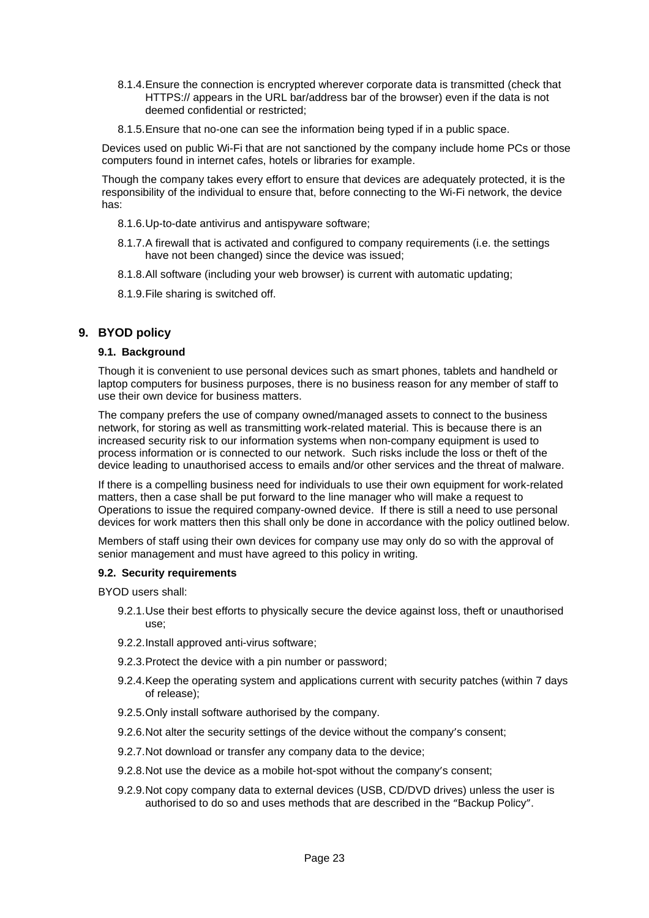8.1.4. Ensure the connection is encrypted wherever corporate data is transmitted (check that HTTPS:// appears in the URL bar/address bar of the browser) even if the data is not deemed confidential or restricted;

8.1.5. Ensure that no-one can see the information being typed if in a public space.

Devices used on public Wi-Fi that are not sanctioned by the company include home PCs or those computers found in internet cafes, hotels or libraries for example.

Though the company takes every effort to ensure that devices are adequately protected, it is the responsibility of the individual to ensure that, before connecting to the Wi-Fi network, the device has:

8.1.6. Up-to-date antivirus and antispyware software;

8.1.7. A firewall that is activated and configured to company requirements (i.e. the settings have not been changed) since the device was issued;

8.1.8. All software (including your web browser) is current with automatic updating;

8.1.9. File sharing is switched off.

## 9. BYOD policy

### 9.1. Background

Though it is convenient to use personal devices such as smart phones, tablets and handheld or laptop computers for business purposes, there is no business reason for any member of staff to use their own device for business matters.

The company prefers the use of company owned/managed assets to connect to the business network, for storing as well as transmitting work-related material. This is because there is an increased security risk to our information systems when non-company equipment is used to process information or is connected to our network. Such risks include the loss or theft of the device leading to unauthorised access to emails and/or other services and the threat of malware.

If there is a compelling business need for individuals to use their own equipment for work-related matters, then a case shall be put forward to the line manager who will make a request to Operations to issue the required company-owned device. If there is still a need to use personal devices for work matters then this shall only be done in accordance with the policy outlined below.

Members of staff using their own devices for company use may only do so with the approval of senior management and must have agreed to this policy in writing.

### 9.2. Security requirements

BYOD users shall:

9.2.1. Use their best efforts to physically secure the device against loss, theft or unauthorised use;

9.2.2. Install approved anti-virus software;

9.2.3. Protect the device with a pin number or password;

9.2.4. Keep the operating system and applications current with security patches (within 7 days of release);

9.2.5. Only install software authorised by the company.

9.2.6. Not alter the security settings of the device without the company's consent;

9.2.7. Not download or transfer any company data to the device;

9.2.8. Not use the device as a mobile hot-spot without the company's consent;

9.2.9. Not copy company data to external devices (USB, CD/DVD drives) unless the user is authorised to do so and uses methods that are described in the "Backup Policy".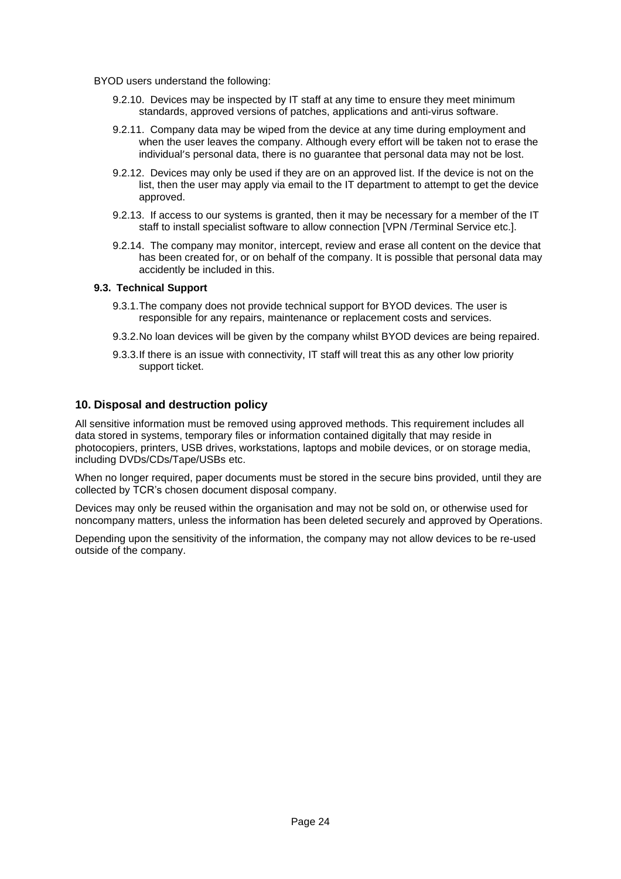BYOD users understand the following:

- 9.2.10. Devices may be inspected by IT staff at any time to ensure they meet minimum standards, approved versions of patches, applications and anti-virus software.
- 9.2.11. Company data may be wiped from the device at any time during employment and when the user leaves the company. Although every effort will be taken not to erase the individual's personal data, there is no guarantee that personal data may not be lost.
- 9.2.12. Devices may only be used if they are on an approved list. If the device is not on the list, then the user may apply via email to the IT department to attempt to get the device approved.
- 9.2.13. If access to our systems is granted, then it may be necessary for a member of the IT staff to install specialist software to allow connection [VPN /Terminal Service etc.].
- 9.2.14. The company may monitor, intercept, review and erase all content on the device that has been created for, or on behalf of the company. It is possible that personal data may accidently be included in this.

### 9.3. Technical Support

- 9.3.1. The company does not provide technical support for BYOD devices. The user is responsible for any repairs, maintenance or replacement costs and services.
- 9.3.2. No loan devices will be given by the company whilst BYOD devices are being repaired.
- 9.3.3. If there is an issue with connectivity, IT staff will treat this as any other low priority support ticket.

## 10. Disposal and destruction policy

All sensitive information must be removed using approved methods. This requirement includes all data stored in systems, temporary files or information contained digitally that may reside in photocopiers, printers, USB drives, workstations, laptops and mobile devices, or on storage media, including DVDs/CDs/Tape/USBs etc.

When no longer required, paper documents must be stored in the secure bins provided, until they are collected by TCR's chosen document disposal company.

Devices may only be reused within the organisation and may not be sold on, or otherwise used for noncompany matters, unless the information has been deleted securely and approved by Operations.

Depending upon the sensitivity of the information, the company may not allow devices to be re-used outside of the company.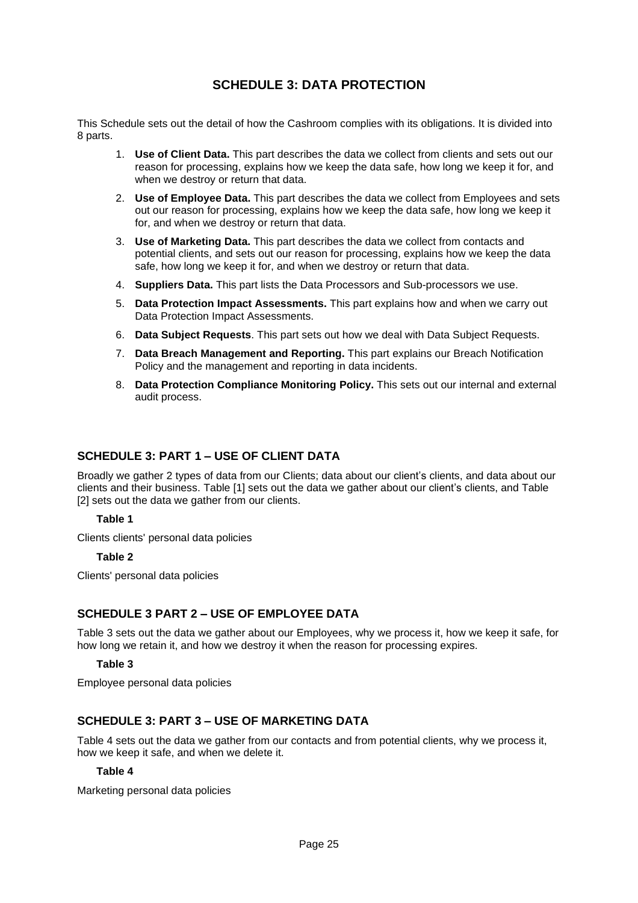# SCHEDULE 3: DATA PROTECTION

This Schedule sets out the detail of how the Cashroom complies with its obligations. It is divided into 8 parts.

1. **Use of Client Data.** This part describes the data we collect from clients and sets out our reason for processing, explains how we keep the data safe, how long we keep it for, and when we destroy or return that data.
2. **Use of Employee Data.** This part describes the data we collect from Employees and sets out our reason for processing, explains how we keep the data safe, how long we keep it for, and when we destroy or return that data.
3. **Use of Marketing Data.** This part describes the data we collect from contacts and potential clients, and sets out our reason for processing, explains how we keep the data safe, how long we keep it for, and when we destroy or return that data.
4. **Suppliers Data.** This part lists the Data Processors and Sub-processors we use.
5. **Data Protection Impact Assessments.** This part explains how and when we carry out Data Protection Impact Assessments.
6. **Data Subject Requests**. This part sets out how we deal with Data Subject Requests.
7. **Data Breach Management and Reporting.** This part explains our Breach Notification Policy and the management and reporting in data incidents.
8. **Data Protection Compliance Monitoring Policy.** This sets out our internal and external audit process.

## SCHEDULE 3: PART 1 – USE OF CLIENT DATA

Broadly we gather 2 types of data from our Clients; data about our client's clients, and data about our clients and their business. Table [1] sets out the data we gather about our client's clients, and Table [2] sets out the data we gather from our clients.

**Table 1**

Clients clients' personal data policies

**Table 2**

Clients' personal data policies

## SCHEDULE 3 PART 2 – USE OF EMPLOYEE DATA

Table 3 sets out the data we gather about our Employees, why we process it, how we keep it safe, for how long we retain it, and how we destroy it when the reason for processing expires.

**Table 3**

Employee personal data policies

## SCHEDULE 3: PART 3 – USE OF MARKETING DATA

Table 4 sets out the data we gather from our contacts and from potential clients, why we process it, how we keep it safe, and when we delete it.

**Table 4**

Marketing personal data policies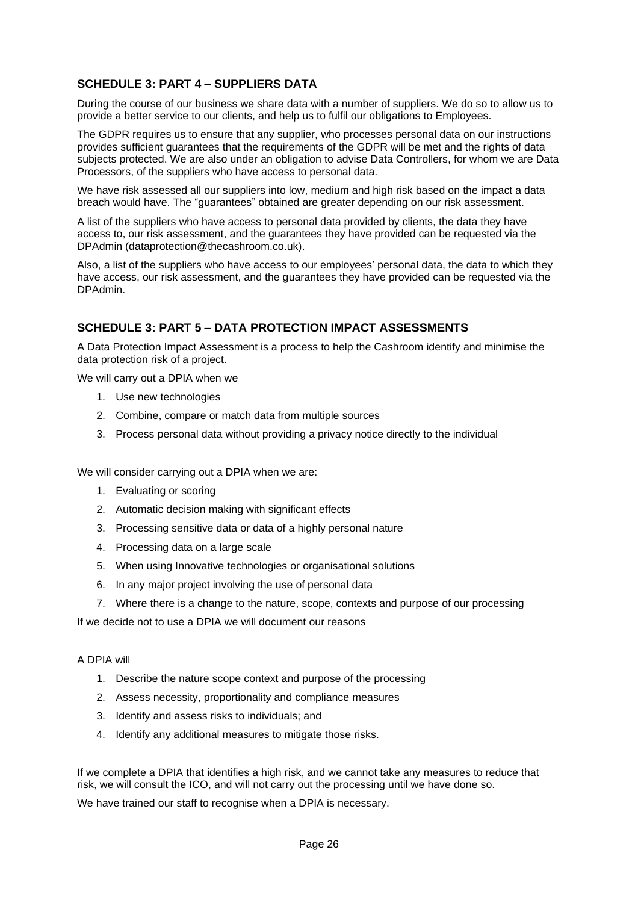## SCHEDULE 3: PART 4 – SUPPLIERS DATA

During the course of our business we share data with a number of suppliers. We do so to allow us to provide a better service to our clients, and help us to fulfil our obligations to Employees.

The GDPR requires us to ensure that any supplier, who processes personal data on our instructions provides sufficient guarantees that the requirements of the GDPR will be met and the rights of data subjects protected. We are also under an obligation to advise Data Controllers, for whom we are Data Processors, of the suppliers who have access to personal data.

We have risk assessed all our suppliers into low, medium and high risk based on the impact a data breach would have. The "guarantees" obtained are greater depending on our risk assessment.

A list of the suppliers who have access to personal data provided by clients, the data they have access to, our risk assessment, and the guarantees they have provided can be requested via the DPAdmin (dataprotection@thecashroom.co.uk).

Also, a list of the suppliers who have access to our employees' personal data, the data to which they have access, our risk assessment, and the guarantees they have provided can be requested via the DPAdmin.

## SCHEDULE 3: PART 5 – DATA PROTECTION IMPACT ASSESSMENTS

A Data Protection Impact Assessment is a process to help the Cashroom identify and minimise the data protection risk of a project.

We will carry out a DPIA when we

1. Use new technologies
2. Combine, compare or match data from multiple sources
3. Process personal data without providing a privacy notice directly to the individual

We will consider carrying out a DPIA when we are:

1. Evaluating or scoring
2. Automatic decision making with significant effects
3. Processing sensitive data or data of a highly personal nature
4. Processing data on a large scale
5. When using Innovative technologies or organisational solutions
6. In any major project involving the use of personal data
7. Where there is a change to the nature, scope, contexts and purpose of our processing

If we decide not to use a DPIA we will document our reasons

A DPIA will

1. Describe the nature scope context and purpose of the processing
2. Assess necessity, proportionality and compliance measures
3. Identify and assess risks to individuals; and
4. Identify any additional measures to mitigate those risks.

If we complete a DPIA that identifies a high risk, and we cannot take any measures to reduce that risk, we will consult the ICO, and will not carry out the processing until we have done so.

We have trained our staff to recognise when a DPIA is necessary.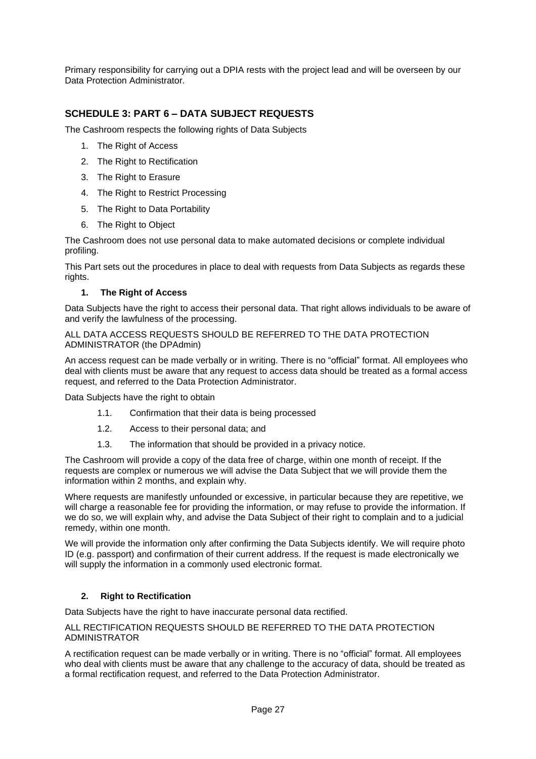Primary responsibility for carrying out a DPIA rests with the project lead and will be overseen by our Data Protection Administrator.

## SCHEDULE 3: PART 6 – DATA SUBJECT REQUESTS

The Cashroom respects the following rights of Data Subjects

1. The Right of Access
2. The Right to Rectification
3. The Right to Erasure
4. The Right to Restrict Processing
5. The Right to Data Portability
6. The Right to Object

The Cashroom does not use personal data to make automated decisions or complete individual profiling.

This Part sets out the procedures in place to deal with requests from Data Subjects as regards these rights.

### 1. The Right of Access

Data Subjects have the right to access their personal data. That right allows individuals to be aware of and verify the lawfulness of the processing.

ALL DATA ACCESS REQUESTS SHOULD BE REFERRED TO THE DATA PROTECTION ADMINISTRATOR (the DPAdmin)

An access request can be made verbally or in writing. There is no "official" format. All employees who deal with clients must be aware that any request to access data should be treated as a formal access request, and referred to the Data Protection Administrator.

Data Subjects have the right to obtain

1.1. Confirmation that their data is being processed

1.2. Access to their personal data; and

1.3. The information that should be provided in a privacy notice.

The Cashroom will provide a copy of the data free of charge, within one month of receipt. If the requests are complex or numerous we will advise the Data Subject that we will provide them the information within 2 months, and explain why.

Where requests are manifestly unfounded or excessive, in particular because they are repetitive, we will charge a reasonable fee for providing the information, or may refuse to provide the information. If we do so, we will explain why, and advise the Data Subject of their right to complain and to a judicial remedy, within one month.

We will provide the information only after confirming the Data Subjects identify. We will require photo ID (e.g. passport) and confirmation of their current address. If the request is made electronically we will supply the information in a commonly used electronic format.

### 2. Right to Rectification

Data Subjects have the right to have inaccurate personal data rectified.

ALL RECTIFICATION REQUESTS SHOULD BE REFERRED TO THE DATA PROTECTION ADMINISTRATOR

A rectification request can be made verbally or in writing. There is no "official" format. All employees who deal with clients must be aware that any challenge to the accuracy of data, should be treated as a formal rectification request, and referred to the Data Protection Administrator.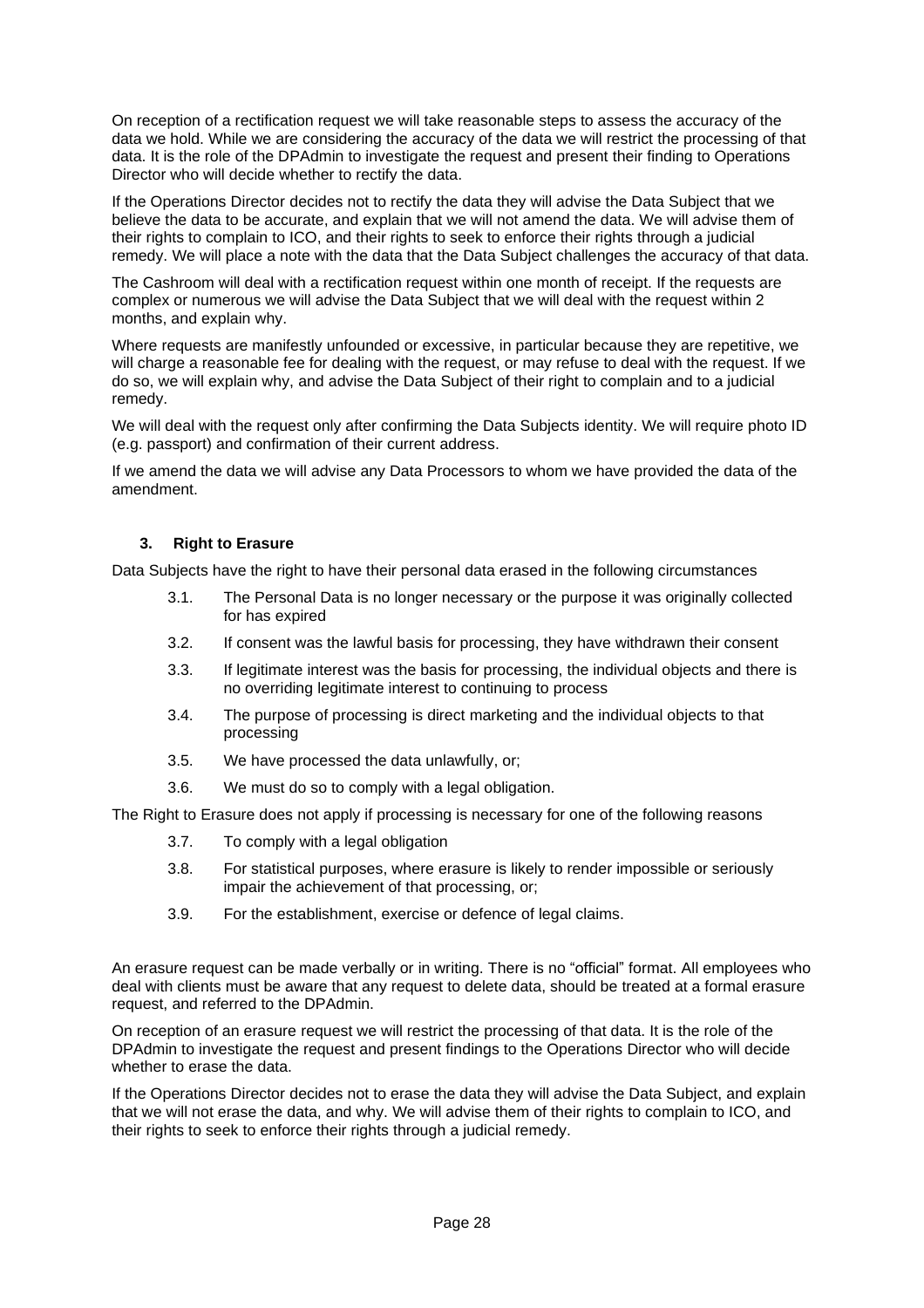On reception of a rectification request we will take reasonable steps to assess the accuracy of the data we hold. While we are considering the accuracy of the data we will restrict the processing of that data. It is the role of the DPAdmin to investigate the request and present their finding to Operations Director who will decide whether to rectify the data.

If the Operations Director decides not to rectify the data they will advise the Data Subject that we believe the data to be accurate, and explain that we will not amend the data. We will advise them of their rights to complain to ICO, and their rights to seek to enforce their rights through a judicial remedy. We will place a note with the data that the Data Subject challenges the accuracy of that data.

The Cashroom will deal with a rectification request within one month of receipt. If the requests are complex or numerous we will advise the Data Subject that we will deal with the request within 2 months, and explain why.

Where requests are manifestly unfounded or excessive, in particular because they are repetitive, we will charge a reasonable fee for dealing with the request, or may refuse to deal with the request. If we do so, we will explain why, and advise the Data Subject of their right to complain and to a judicial remedy.

We will deal with the request only after confirming the Data Subjects identity. We will require photo ID (e.g. passport) and confirmation of their current address.

If we amend the data we will advise any Data Processors to whom we have provided the data of the amendment.

### 3. Right to Erasure

Data Subjects have the right to have their personal data erased in the following circumstances

- 3.1. The Personal Data is no longer necessary or the purpose it was originally collected for has expired
- 3.2. If consent was the lawful basis for processing, they have withdrawn their consent
- 3.3. If legitimate interest was the basis for processing, the individual objects and there is no overriding legitimate interest to continuing to process
- 3.4. The purpose of processing is direct marketing and the individual objects to that processing
- 3.5. We have processed the data unlawfully, or;
- 3.6. We must do so to comply with a legal obligation.

The Right to Erasure does not apply if processing is necessary for one of the following reasons

- 3.7. To comply with a legal obligation
- 3.8. For statistical purposes, where erasure is likely to render impossible or seriously impair the achievement of that processing, or;
- 3.9. For the establishment, exercise or defence of legal claims.

An erasure request can be made verbally or in writing. There is no "official" format. All employees who deal with clients must be aware that any request to delete data, should be treated at a formal erasure request, and referred to the DPAdmin.

On reception of an erasure request we will restrict the processing of that data. It is the role of the DPAdmin to investigate the request and present findings to the Operations Director who will decide whether to erase the data.

If the Operations Director decides not to erase the data they will advise the Data Subject, and explain that we will not erase the data, and why. We will advise them of their rights to complain to ICO, and their rights to seek to enforce their rights through a judicial remedy.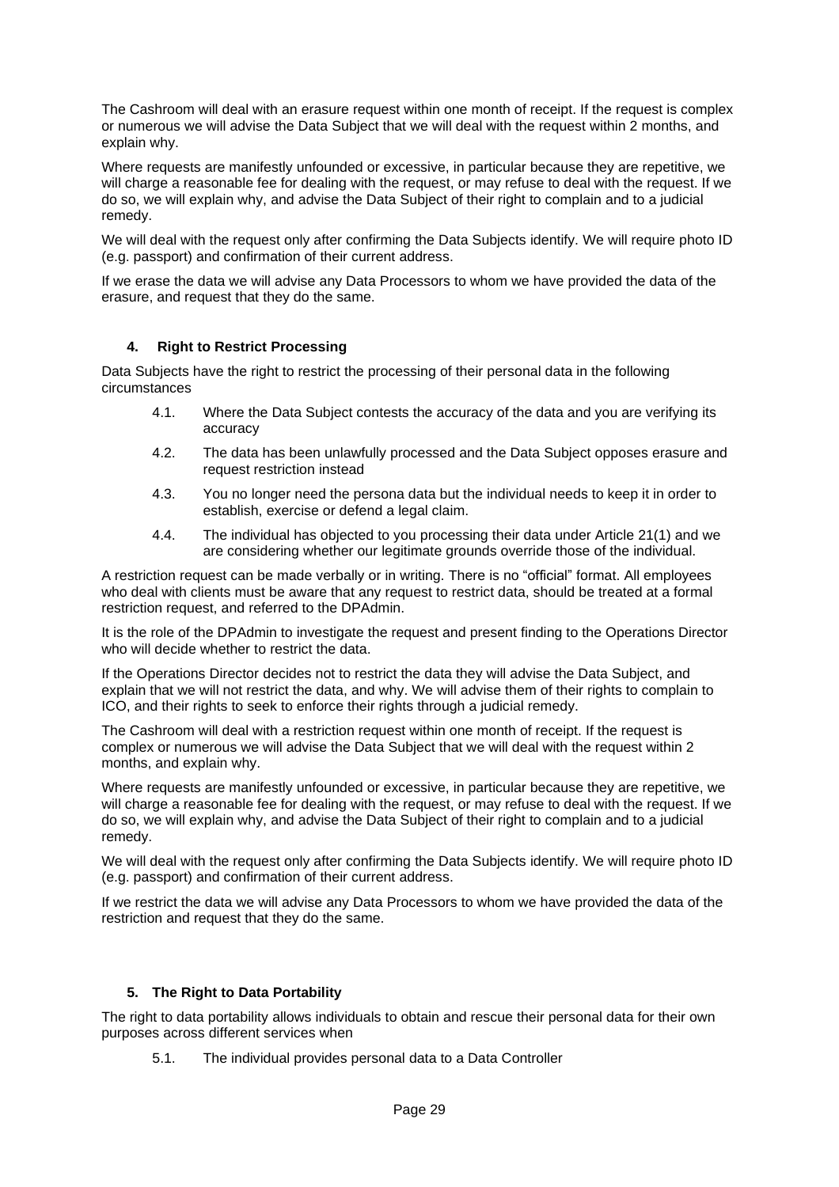The Cashroom will deal with an erasure request within one month of receipt. If the request is complex or numerous we will advise the Data Subject that we will deal with the request within 2 months, and explain why.

Where requests are manifestly unfounded or excessive, in particular because they are repetitive, we will charge a reasonable fee for dealing with the request, or may refuse to deal with the request. If we do so, we will explain why, and advise the Data Subject of their right to complain and to a judicial remedy.

We will deal with the request only after confirming the Data Subjects identify. We will require photo ID (e.g. passport) and confirmation of their current address.

If we erase the data we will advise any Data Processors to whom we have provided the data of the erasure, and request that they do the same.

### 4. Right to Restrict Processing

Data Subjects have the right to restrict the processing of their personal data in the following circumstances

- 4.1. Where the Data Subject contests the accuracy of the data and you are verifying its accuracy
- 4.2. The data has been unlawfully processed and the Data Subject opposes erasure and request restriction instead
- 4.3. You no longer need the persona data but the individual needs to keep it in order to establish, exercise or defend a legal claim.
- 4.4. The individual has objected to you processing their data under Article 21(1) and we are considering whether our legitimate grounds override those of the individual.

A restriction request can be made verbally or in writing. There is no “official” format. All employees who deal with clients must be aware that any request to restrict data, should be treated at a formal restriction request, and referred to the DPAdmin.

It is the role of the DPAdmin to investigate the request and present finding to the Operations Director who will decide whether to restrict the data.

If the Operations Director decides not to restrict the data they will advise the Data Subject, and explain that we will not restrict the data, and why. We will advise them of their rights to complain to ICO, and their rights to seek to enforce their rights through a judicial remedy.

The Cashroom will deal with a restriction request within one month of receipt. If the request is complex or numerous we will advise the Data Subject that we will deal with the request within 2 months, and explain why.

Where requests are manifestly unfounded or excessive, in particular because they are repetitive, we will charge a reasonable fee for dealing with the request, or may refuse to deal with the request. If we do so, we will explain why, and advise the Data Subject of their right to complain and to a judicial remedy.

We will deal with the request only after confirming the Data Subjects identify. We will require photo ID (e.g. passport) and confirmation of their current address.

If we restrict the data we will advise any Data Processors to whom we have provided the data of the restriction and request that they do the same.

### 5. The Right to Data Portability

The right to data portability allows individuals to obtain and rescue their personal data for their own purposes across different services when

- 5.1. The individual provides personal data to a Data Controller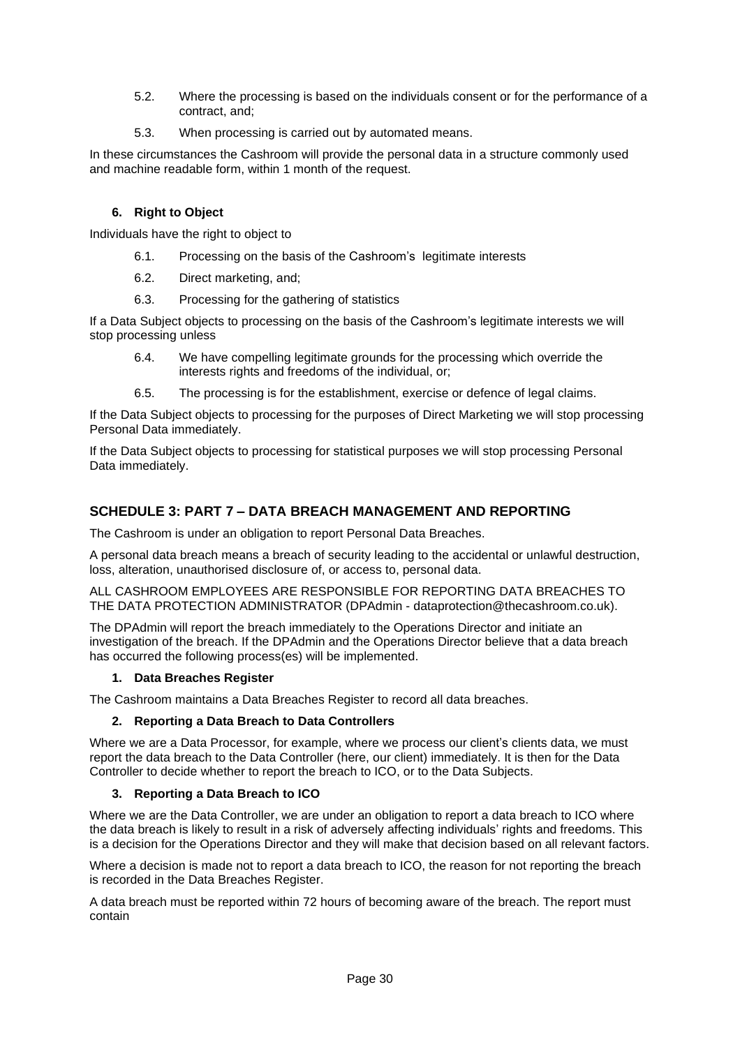5.2. Where the processing is based on the individuals consent or for the performance of a contract, and;

5.3. When processing is carried out by automated means.

In these circumstances the Cashroom will provide the personal data in a structure commonly used and machine readable form, within 1 month of the request.

**6. Right to Object**

Individuals have the right to object to

6.1. Processing on the basis of the Cashroom's legitimate interests

6.2. Direct marketing, and;

6.3. Processing for the gathering of statistics

If a Data Subject objects to processing on the basis of the Cashroom's legitimate interests we will stop processing unless

6.4. We have compelling legitimate grounds for the processing which override the interests rights and freedoms of the individual, or;

6.5. The processing is for the establishment, exercise or defence of legal claims.

If the Data Subject objects to processing for the purposes of Direct Marketing we will stop processing Personal Data immediately.

If the Data Subject objects to processing for statistical purposes we will stop processing Personal Data immediately.

## SCHEDULE 3: PART 7 – DATA BREACH MANAGEMENT AND REPORTING

The Cashroom is under an obligation to report Personal Data Breaches.

A personal data breach means a breach of security leading to the accidental or unlawful destruction, loss, alteration, unauthorised disclosure of, or access to, personal data.

ALL CASHROOM EMPLOYEES ARE RESPONSIBLE FOR REPORTING DATA BREACHES TO THE DATA PROTECTION ADMINISTRATOR (DPAdmin - dataprotection@thecashroom.co.uk).

The DPAdmin will report the breach immediately to the Operations Director and initiate an investigation of the breach. If the DPAdmin and the Operations Director believe that a data breach has occurred the following process(es) will be implemented.

**1. Data Breaches Register**

The Cashroom maintains a Data Breaches Register to record all data breaches.

**2. Reporting a Data Breach to Data Controllers**

Where we are a Data Processor, for example, where we process our client's clients data, we must report the data breach to the Data Controller (here, our client) immediately. It is then for the Data Controller to decide whether to report the breach to ICO, or to the Data Subjects.

**3. Reporting a Data Breach to ICO**

Where we are the Data Controller, we are under an obligation to report a data breach to ICO where the data breach is likely to result in a risk of adversely affecting individuals' rights and freedoms. This is a decision for the Operations Director and they will make that decision based on all relevant factors.

Where a decision is made not to report a data breach to ICO, the reason for not reporting the breach is recorded in the Data Breaches Register.

A data breach must be reported within 72 hours of becoming aware of the breach. The report must contain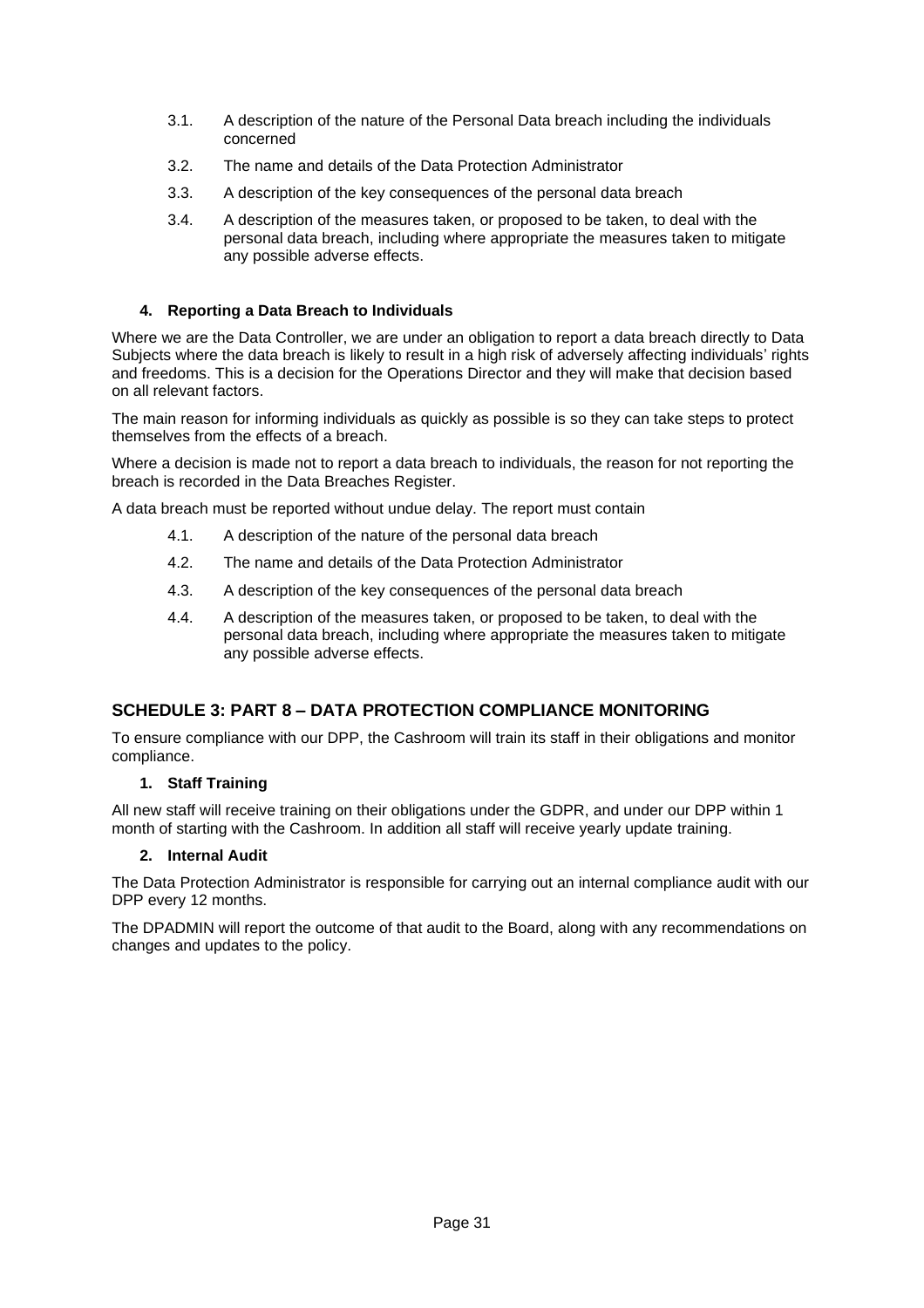3.1. A description of the nature of the Personal Data breach including the individuals concerned

3.2. The name and details of the Data Protection Administrator

3.3. A description of the key consequences of the personal data breach

3.4. A description of the measures taken, or proposed to be taken, to deal with the personal data breach, including where appropriate the measures taken to mitigate any possible adverse effects.

#### 4. Reporting a Data Breach to Individuals

Where we are the Data Controller, we are under an obligation to report a data breach directly to Data Subjects where the data breach is likely to result in a high risk of adversely affecting individuals' rights and freedoms. This is a decision for the Operations Director and they will make that decision based on all relevant factors.

The main reason for informing individuals as quickly as possible is so they can take steps to protect themselves from the effects of a breach.

Where a decision is made not to report a data breach to individuals, the reason for not reporting the breach is recorded in the Data Breaches Register.

A data breach must be reported without undue delay. The report must contain

4.1. A description of the nature of the personal data breach

4.2. The name and details of the Data Protection Administrator

4.3. A description of the key consequences of the personal data breach

4.4. A description of the measures taken, or proposed to be taken, to deal with the personal data breach, including where appropriate the measures taken to mitigate any possible adverse effects.

## SCHEDULE 3: PART 8 – DATA PROTECTION COMPLIANCE MONITORING

To ensure compliance with our DPP, the Cashroom will train its staff in their obligations and monitor compliance.

#### 1. Staff Training

All new staff will receive training on their obligations under the GDPR, and under our DPP within 1 month of starting with the Cashroom. In addition all staff will receive yearly update training.

#### 2. Internal Audit

The Data Protection Administrator is responsible for carrying out an internal compliance audit with our DPP every 12 months.

The DPADMIN will report the outcome of that audit to the Board, along with any recommendations on changes and updates to the policy.